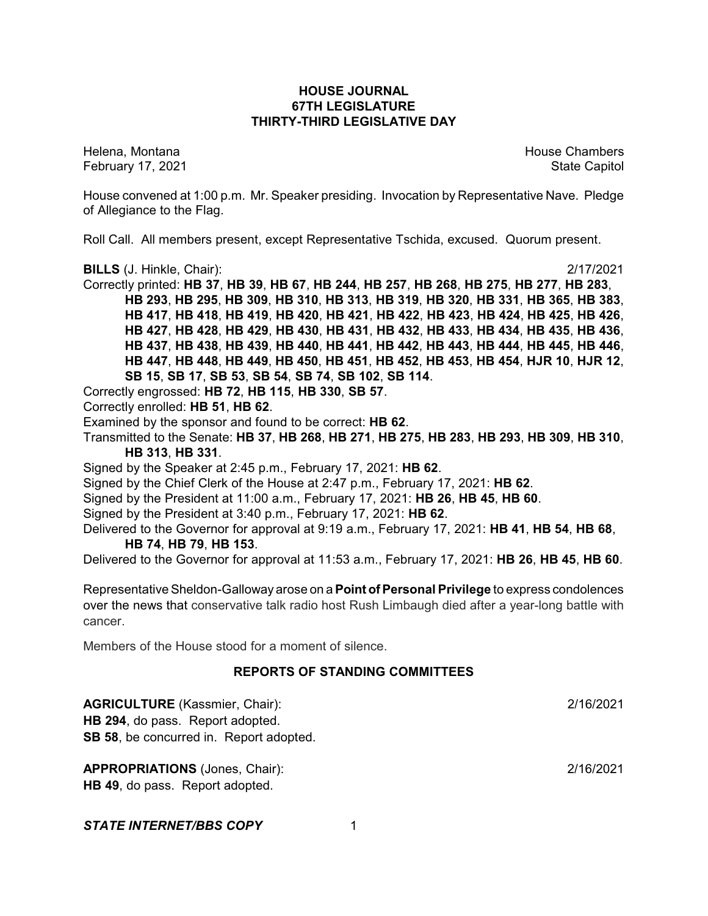# HOUSE JOURNAL
## 67TH LEGISLATURE
## THIRTY-THIRD LEGISLATIVE DAY

Helena, Montana — House Chambers
February 17, 2021 — State Capitol

House convened at 1:00 p.m. Mr. Speaker presiding. Invocation by Representative Nave. Pledge of Allegiance to the Flag.

Roll Call. All members present, except Representative Tschida, excused. Quorum present.

**BILLS** (J. Hinkle, Chair): 2/17/2021

Correctly printed: **HB 37**, **HB 39**, **HB 67**, **HB 244**, **HB 257**, **HB 268**, **HB 275**, **HB 277**, **HB 283**, **HB 293**, **HB 295**, **HB 309**, **HB 310**, **HB 313**, **HB 319**, **HB 320**, **HB 331**, **HB 365**, **HB 383**, **HB 417**, **HB 418**, **HB 419**, **HB 420**, **HB 421**, **HB 422**, **HB 423**, **HB 424**, **HB 425**, **HB 426**, **HB 427**, **HB 428**, **HB 429**, **HB 430**, **HB 431**, **HB 432**, **HB 433**, **HB 434**, **HB 435**, **HB 436**, **HB 437**, **HB 438**, **HB 439**, **HB 440**, **HB 441**, **HB 442**, **HB 443**, **HB 444**, **HB 445**, **HB 446**, **HB 447**, **HB 448**, **HB 449**, **HB 450**, **HB 451**, **HB 452**, **HB 453**, **HB 454**, **HJR 10**, **HJR 12**, **SB 15**, **SB 17**, **SB 53**, **SB 54**, **SB 74**, **SB 102**, **SB 114**.

Correctly engrossed: **HB 72**, **HB 115**, **HB 330**, **SB 57**.

Correctly enrolled: **HB 51**, **HB 62**.

Examined by the sponsor and found to be correct: **HB 62**.

Transmitted to the Senate: **HB 37**, **HB 268**, **HB 271**, **HB 275**, **HB 283**, **HB 293**, **HB 309**, **HB 310**, **HB 313**, **HB 331**.

Signed by the Speaker at 2:45 p.m., February 17, 2021: **HB 62**.

Signed by the Chief Clerk of the House at 2:47 p.m., February 17, 2021: **HB 62**.

Signed by the President at 11:00 a.m., February 17, 2021: **HB 26**, **HB 45**, **HB 60**.

Signed by the President at 3:40 p.m., February 17, 2021: **HB 62**.

Delivered to the Governor for approval at 9:19 a.m., February 17, 2021: **HB 41**, **HB 54**, **HB 68**, **HB 74**, **HB 79**, **HB 153**.

Delivered to the Governor for approval at 11:53 a.m., February 17, 2021: **HB 26**, **HB 45**, **HB 60**.

Representative Sheldon-Galloway arose on a **Point of Personal Privilege** to express condolences over the news that conservative talk radio host Rush Limbaugh died after a year-long battle with cancer.

Members of the House stood for a moment of silence.

## REPORTS OF STANDING COMMITTEES

**AGRICULTURE** (Kassmier, Chair): 2/16/2021

**HB 294**, do pass. Report adopted.

**SB 58**, be concurred in. Report adopted.

**APPROPRIATIONS** (Jones, Chair): 2/16/2021

**HB 49**, do pass. Report adopted.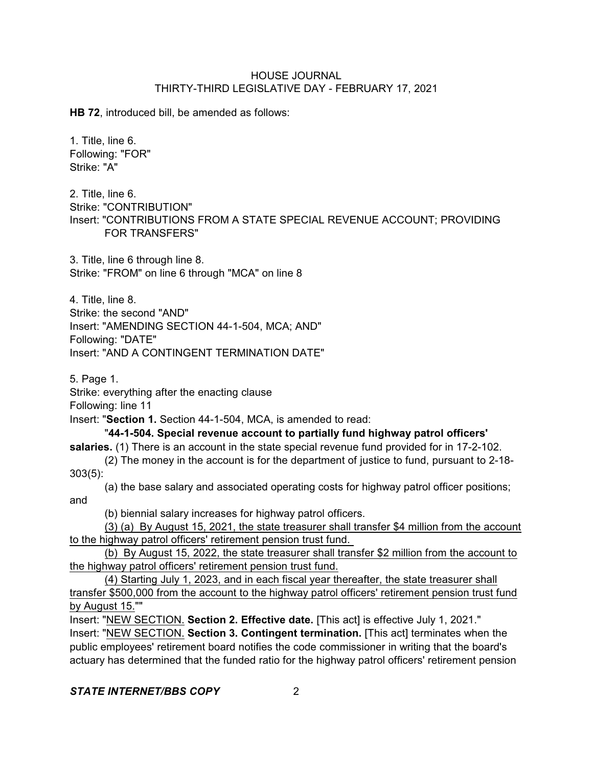**HB 72**, introduced bill, be amended as follows:

1. Title, line 6.
Following: "FOR"
Strike: "A"

2. Title, line 6.
Strike: "CONTRIBUTION"
Insert: "CONTRIBUTIONS FROM A STATE SPECIAL REVENUE ACCOUNT; PROVIDING FOR TRANSFERS"

3. Title, line 6 through line 8.
Strike: "FROM" on line 6 through "MCA" on line 8

4. Title, line 8.
Strike: the second "AND"
Insert: "AMENDING SECTION 44-1-504, MCA; AND"
Following: "DATE"
Insert: "AND A CONTINGENT TERMINATION DATE"

5. Page 1.
Strike: everything after the enacting clause
Following: line 11
Insert: "**Section 1.** Section 44-1-504, MCA, is amended to read:

"**44-1-504. Special revenue account to partially fund highway patrol officers' salaries.** (1) There is an account in the state special revenue fund provided for in 17-2-102.

(2) The money in the account is for the department of justice to fund, pursuant to 2-18-303(5):

(a) the base salary and associated operating costs for highway patrol officer positions; and

(b) biennial salary increases for highway patrol officers.

<u>(3) (a) By August 15, 2021, the state treasurer shall transfer $4 million from the account to the highway patrol officers' retirement pension trust fund.</u>

<u>(b) By August 15, 2022, the state treasurer shall transfer $2 million from the account to the highway patrol officers' retirement pension trust fund.</u>

<u>(4) Starting July 1, 2023, and in each fiscal year thereafter, the state treasurer shall transfer $500,000 from the account to the highway patrol officers' retirement pension trust fund by August 15.</u>""

Insert: "<u>NEW SECTION.</u> **Section 2. Effective date.** [This act] is effective July 1, 2021."

Insert: "<u>NEW SECTION.</u> **Section 3. Contingent termination.** [This act] terminates when the public employees' retirement board notifies the code commissioner in writing that the board's actuary has determined that the funded ratio for the highway patrol officers' retirement pension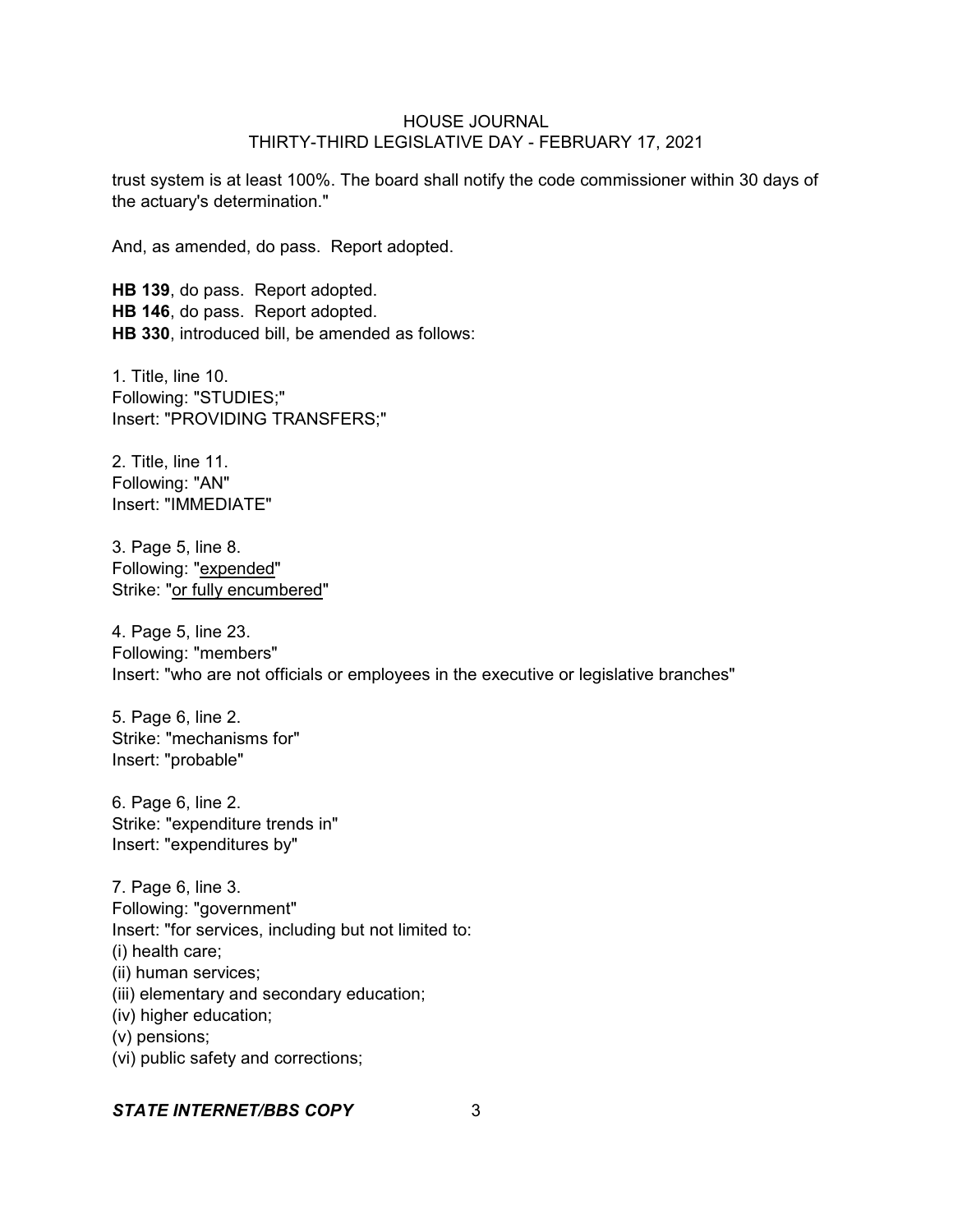trust system is at least 100%. The board shall notify the code commissioner within 30 days of the actuary's determination."

And, as amended, do pass. Report adopted.

**HB 139**, do pass. Report adopted.
**HB 146**, do pass. Report adopted.
**HB 330**, introduced bill, be amended as follows:

1. Title, line 10.
Following: "STUDIES;"
Insert: "PROVIDING TRANSFERS;"

2. Title, line 11.
Following: "AN"
Insert: "IMMEDIATE"

3. Page 5, line 8.
Following: "<u>expended</u>"
Strike: "<u>or fully encumbered</u>"

4. Page 5, line 23.
Following: "members"
Insert: "who are not officials or employees in the executive or legislative branches"

5. Page 6, line 2.
Strike: "mechanisms for"
Insert: "probable"

6. Page 6, line 2.
Strike: "expenditure trends in"
Insert: "expenditures by"

7. Page 6, line 3.
Following: "government"
Insert: "for services, including but not limited to:
(i) health care;
(ii) human services;
(iii) elementary and secondary education;
(iv) higher education;
(v) pensions;
(vi) public safety and corrections;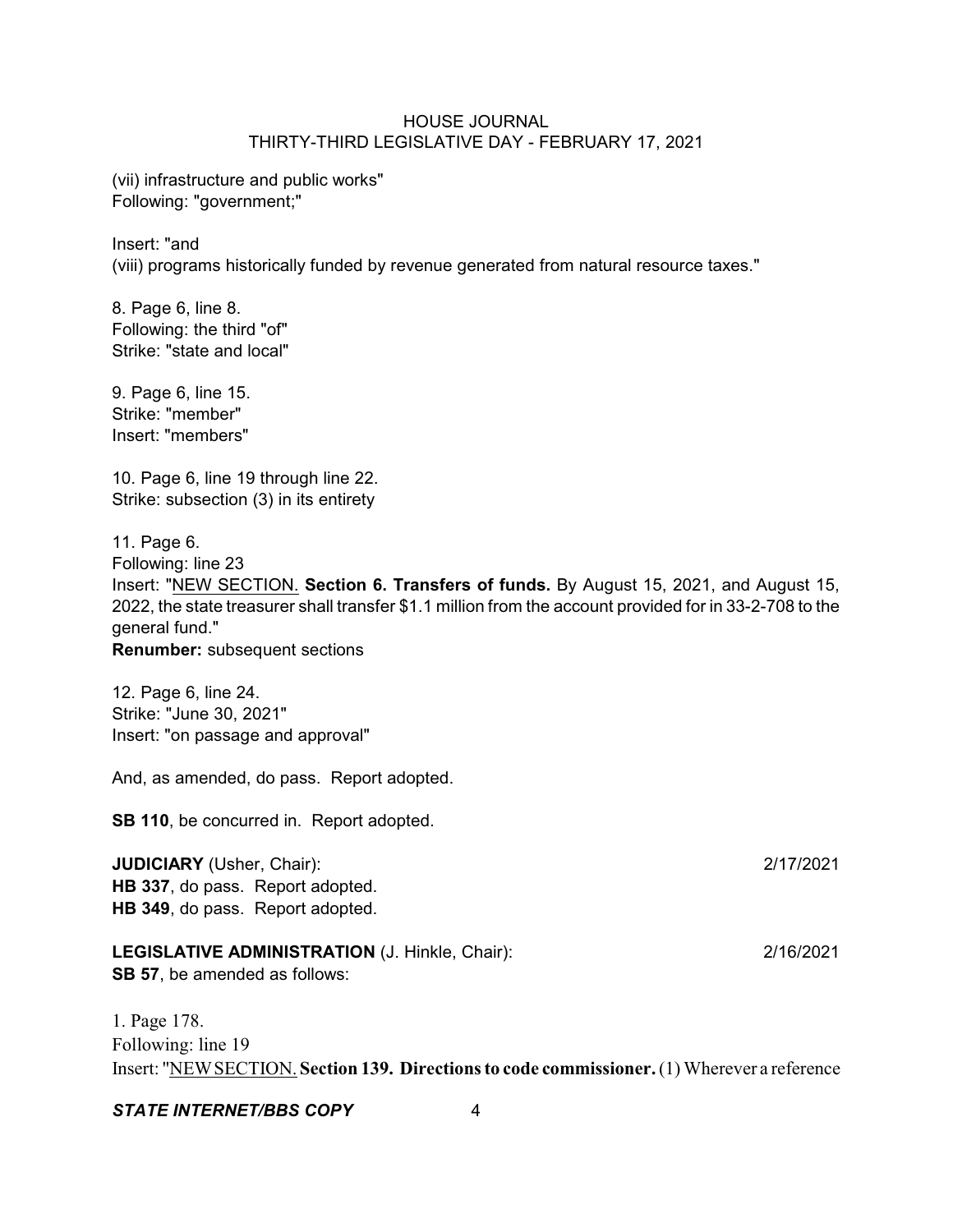(vii) infrastructure and public works"
Following: "government;"

Insert: "and
(viii) programs historically funded by revenue generated from natural resource taxes."

8. Page 6, line 8.
Following: the third "of"
Strike: "state and local"

9. Page 6, line 15.
Strike: "member"
Insert: "members"

10. Page 6, line 19 through line 22.
Strike: subsection (3) in its entirety

11. Page 6.
Following: line 23
Insert: "NEW SECTION. **Section 6. Transfers of funds.** By August 15, 2021, and August 15, 2022, the state treasurer shall transfer $1.1 million from the account provided for in 33-2-708 to the general fund."
**Renumber:** subsequent sections

12. Page 6, line 24.
Strike: "June 30, 2021"
Insert: "on passage and approval"

And, as amended, do pass. Report adopted.

**SB 110**, be concurred in. Report adopted.

**JUDICIARY** (Usher, Chair): 2/17/2021
**HB 337**, do pass. Report adopted.
**HB 349**, do pass. Report adopted.

**LEGISLATIVE ADMINISTRATION** (J. Hinkle, Chair): 2/16/2021
**SB 57**, be amended as follows:

1. Page 178.
Following: line 19
Insert: "NEW SECTION. **Section 139. Directions to code commissioner.** (1) Wherever a reference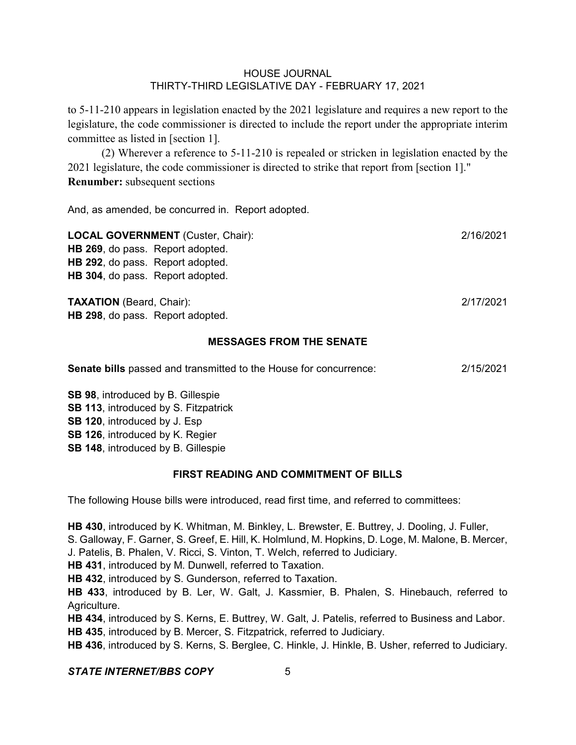to 5-11-210 appears in legislation enacted by the 2021 legislature and requires a new report to the legislature, the code commissioner is directed to include the report under the appropriate interim committee as listed in [section 1].

(2) Wherever a reference to 5-11-210 is repealed or stricken in legislation enacted by the 2021 legislature, the code commissioner is directed to strike that report from [section 1]."

**Renumber:** subsequent sections

And, as amended, be concurred in. Report adopted.

**LOCAL GOVERNMENT** (Custer, Chair): 2/16/2021

**HB 269**, do pass. Report adopted.
**HB 292**, do pass. Report adopted.
**HB 304**, do pass. Report adopted.

**TAXATION** (Beard, Chair): 2/17/2021

**HB 298**, do pass. Report adopted.

## MESSAGES FROM THE SENATE

**Senate bills** passed and transmitted to the House for concurrence: 2/15/2021

**SB 98**, introduced by B. Gillespie
**SB 113**, introduced by S. Fitzpatrick
**SB 120**, introduced by J. Esp
**SB 126**, introduced by K. Regier
**SB 148**, introduced by B. Gillespie

## FIRST READING AND COMMITMENT OF BILLS

The following House bills were introduced, read first time, and referred to committees:

**HB 430**, introduced by K. Whitman, M. Binkley, L. Brewster, E. Buttrey, J. Dooling, J. Fuller, S. Galloway, F. Garner, S. Greef, E. Hill, K. Holmlund, M. Hopkins, D. Loge, M. Malone, B. Mercer, J. Patelis, B. Phalen, V. Ricci, S. Vinton, T. Welch, referred to Judiciary.

**HB 431**, introduced by M. Dunwell, referred to Taxation.

**HB 432**, introduced by S. Gunderson, referred to Taxation.

**HB 433**, introduced by B. Ler, W. Galt, J. Kassmier, B. Phalen, S. Hinebauch, referred to Agriculture.

**HB 434**, introduced by S. Kerns, E. Buttrey, W. Galt, J. Patelis, referred to Business and Labor.

**HB 435**, introduced by B. Mercer, S. Fitzpatrick, referred to Judiciary.

**HB 436**, introduced by S. Kerns, S. Berglee, C. Hinkle, J. Hinkle, B. Usher, referred to Judiciary.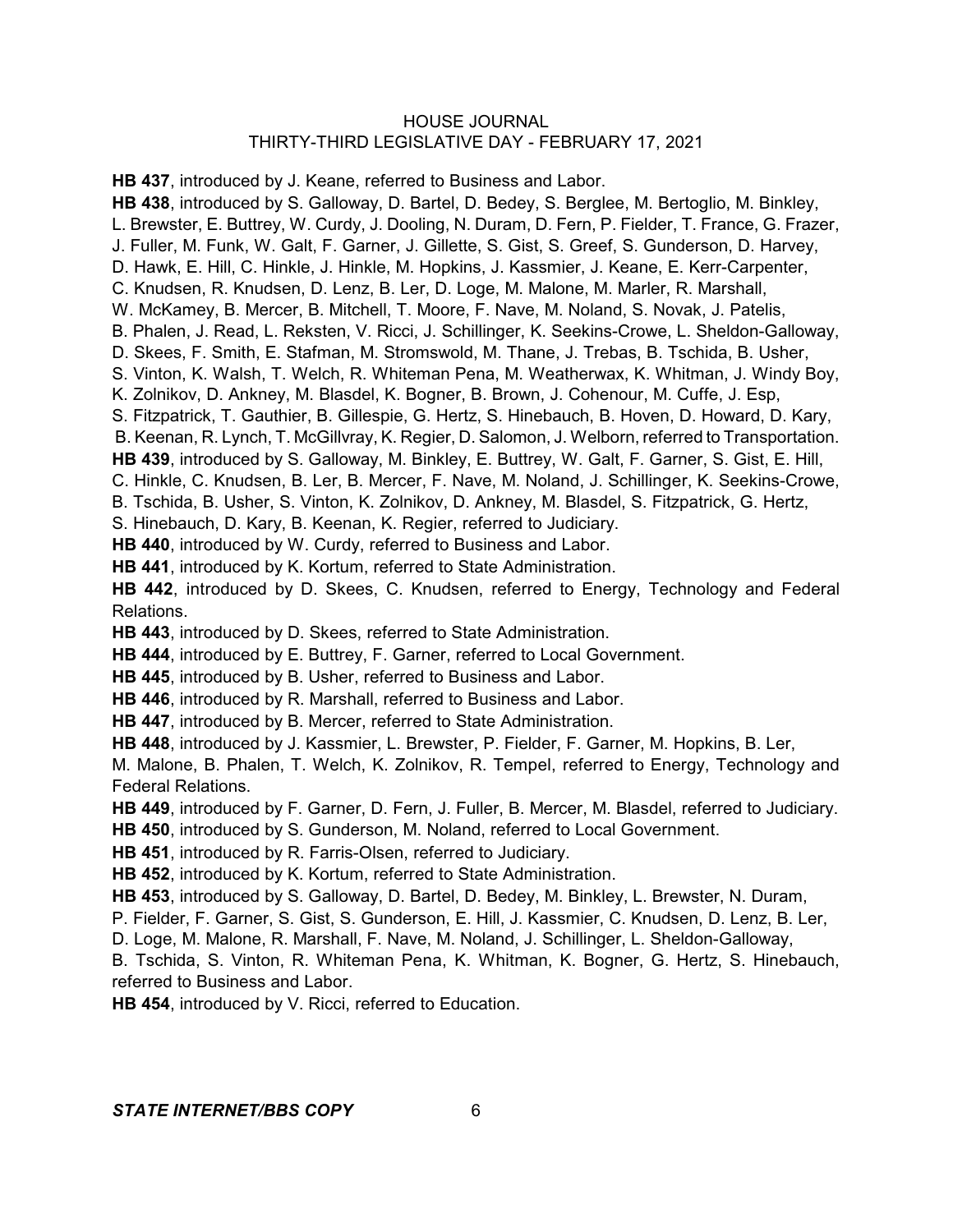**HB 437**, introduced by J. Keane, referred to Business and Labor.

**HB 438**, introduced by S. Galloway, D. Bartel, D. Bedey, S. Berglee, M. Bertoglio, M. Binkley, L. Brewster, E. Buttrey, W. Curdy, J. Dooling, N. Duram, D. Fern, P. Fielder, T. France, G. Frazer, J. Fuller, M. Funk, W. Galt, F. Garner, J. Gillette, S. Gist, S. Greef, S. Gunderson, D. Harvey, D. Hawk, E. Hill, C. Hinkle, J. Hinkle, M. Hopkins, J. Kassmier, J. Keane, E. Kerr-Carpenter, C. Knudsen, R. Knudsen, D. Lenz, B. Ler, D. Loge, M. Malone, M. Marler, R. Marshall, W. McKamey, B. Mercer, B. Mitchell, T. Moore, F. Nave, M. Noland, S. Novak, J. Patelis, B. Phalen, J. Read, L. Reksten, V. Ricci, J. Schillinger, K. Seekins-Crowe, L. Sheldon-Galloway, D. Skees, F. Smith, E. Stafman, M. Stromswold, M. Thane, J. Trebas, B. Tschida, B. Usher, S. Vinton, K. Walsh, T. Welch, R. Whiteman Pena, M. Weatherwax, K. Whitman, J. Windy Boy, K. Zolnikov, D. Ankney, M. Blasdel, K. Bogner, B. Brown, J. Cohenour, M. Cuffe, J. Esp, S. Fitzpatrick, T. Gauthier, B. Gillespie, G. Hertz, S. Hinebauch, B. Hoven, D. Howard, D. Kary, B. Keenan, R. Lynch, T. McGillvray, K. Regier, D. Salomon, J. Welborn, referred to Transportation.

**HB 439**, introduced by S. Galloway, M. Binkley, E. Buttrey, W. Galt, F. Garner, S. Gist, E. Hill, C. Hinkle, C. Knudsen, B. Ler, B. Mercer, F. Nave, M. Noland, J. Schillinger, K. Seekins-Crowe, B. Tschida, B. Usher, S. Vinton, K. Zolnikov, D. Ankney, M. Blasdel, S. Fitzpatrick, G. Hertz, S. Hinebauch, D. Kary, B. Keenan, K. Regier, referred to Judiciary.

**HB 440**, introduced by W. Curdy, referred to Business and Labor.

**HB 441**, introduced by K. Kortum, referred to State Administration.

**HB 442**, introduced by D. Skees, C. Knudsen, referred to Energy, Technology and Federal Relations.

**HB 443**, introduced by D. Skees, referred to State Administration.

**HB 444**, introduced by E. Buttrey, F. Garner, referred to Local Government.

**HB 445**, introduced by B. Usher, referred to Business and Labor.

**HB 446**, introduced by R. Marshall, referred to Business and Labor.

**HB 447**, introduced by B. Mercer, referred to State Administration.

**HB 448**, introduced by J. Kassmier, L. Brewster, P. Fielder, F. Garner, M. Hopkins, B. Ler, M. Malone, B. Phalen, T. Welch, K. Zolnikov, R. Tempel, referred to Energy, Technology and Federal Relations.

**HB 449**, introduced by F. Garner, D. Fern, J. Fuller, B. Mercer, M. Blasdel, referred to Judiciary.

**HB 450**, introduced by S. Gunderson, M. Noland, referred to Local Government.

**HB 451**, introduced by R. Farris-Olsen, referred to Judiciary.

**HB 452**, introduced by K. Kortum, referred to State Administration.

**HB 453**, introduced by S. Galloway, D. Bartel, D. Bedey, M. Binkley, L. Brewster, N. Duram, P. Fielder, F. Garner, S. Gist, S. Gunderson, E. Hill, J. Kassmier, C. Knudsen, D. Lenz, B. Ler, D. Loge, M. Malone, R. Marshall, F. Nave, M. Noland, J. Schillinger, L. Sheldon-Galloway, B. Tschida, S. Vinton, R. Whiteman Pena, K. Whitman, K. Bogner, G. Hertz, S. Hinebauch, referred to Business and Labor.

**HB 454**, introduced by V. Ricci, referred to Education.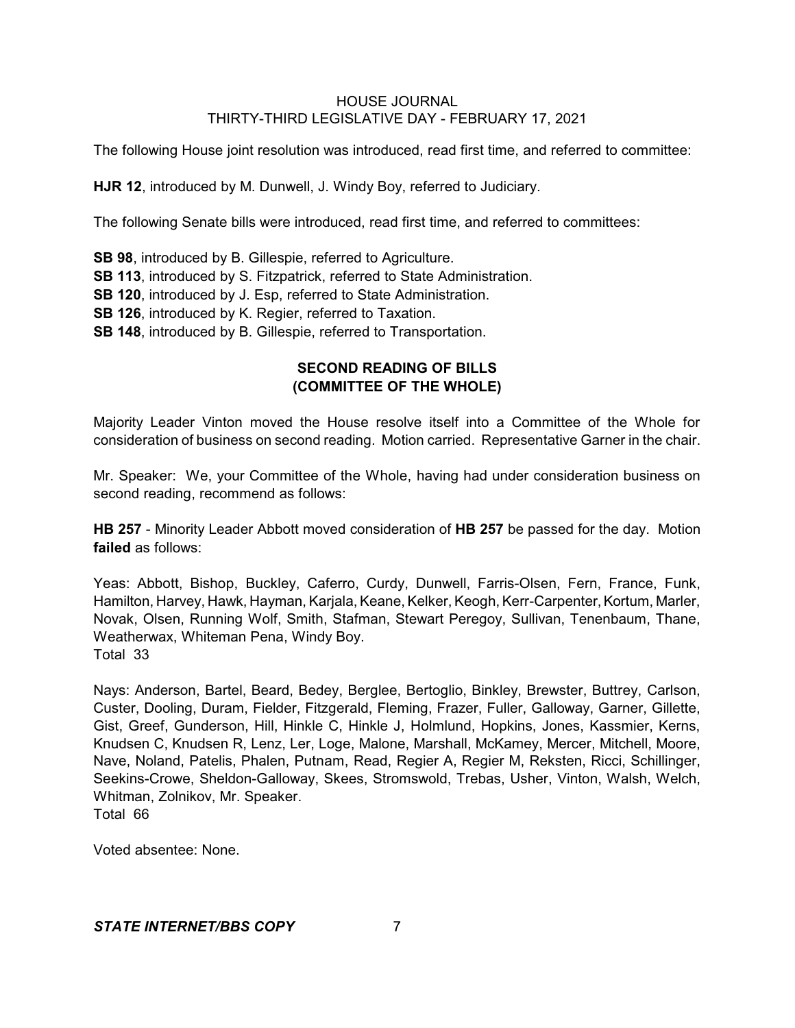The following House joint resolution was introduced, read first time, and referred to committee:

**HJR 12**, introduced by M. Dunwell, J. Windy Boy, referred to Judiciary.

The following Senate bills were introduced, read first time, and referred to committees:

**SB 98**, introduced by B. Gillespie, referred to Agriculture.
**SB 113**, introduced by S. Fitzpatrick, referred to State Administration.
**SB 120**, introduced by J. Esp, referred to State Administration.
**SB 126**, introduced by K. Regier, referred to Taxation.
**SB 148**, introduced by B. Gillespie, referred to Transportation.

## SECOND READING OF BILLS (COMMITTEE OF THE WHOLE)

Majority Leader Vinton moved the House resolve itself into a Committee of the Whole for consideration of business on second reading. Motion carried. Representative Garner in the chair.

Mr. Speaker: We, your Committee of the Whole, having had under consideration business on second reading, recommend as follows:

**HB 257** - Minority Leader Abbott moved consideration of **HB 257** be passed for the day. Motion **failed** as follows:

Yeas: Abbott, Bishop, Buckley, Caferro, Curdy, Dunwell, Farris-Olsen, Fern, France, Funk, Hamilton, Harvey, Hawk, Hayman, Karjala, Keane, Kelker, Keogh, Kerr-Carpenter, Kortum, Marler, Novak, Olsen, Running Wolf, Smith, Stafman, Stewart Peregoy, Sullivan, Tenenbaum, Thane, Weatherwax, Whiteman Pena, Windy Boy.
Total 33

Nays: Anderson, Bartel, Beard, Bedey, Berglee, Bertoglio, Binkley, Brewster, Buttrey, Carlson, Custer, Dooling, Duram, Fielder, Fitzgerald, Fleming, Frazer, Fuller, Galloway, Garner, Gillette, Gist, Greef, Gunderson, Hill, Hinkle C, Hinkle J, Holmlund, Hopkins, Jones, Kassmier, Kerns, Knudsen C, Knudsen R, Lenz, Ler, Loge, Malone, Marshall, McKamey, Mercer, Mitchell, Moore, Nave, Noland, Patelis, Phalen, Putnam, Read, Regier A, Regier M, Reksten, Ricci, Schillinger, Seekins-Crowe, Sheldon-Galloway, Skees, Stromswold, Trebas, Usher, Vinton, Walsh, Welch, Whitman, Zolnikov, Mr. Speaker.
Total 66

Voted absentee: None.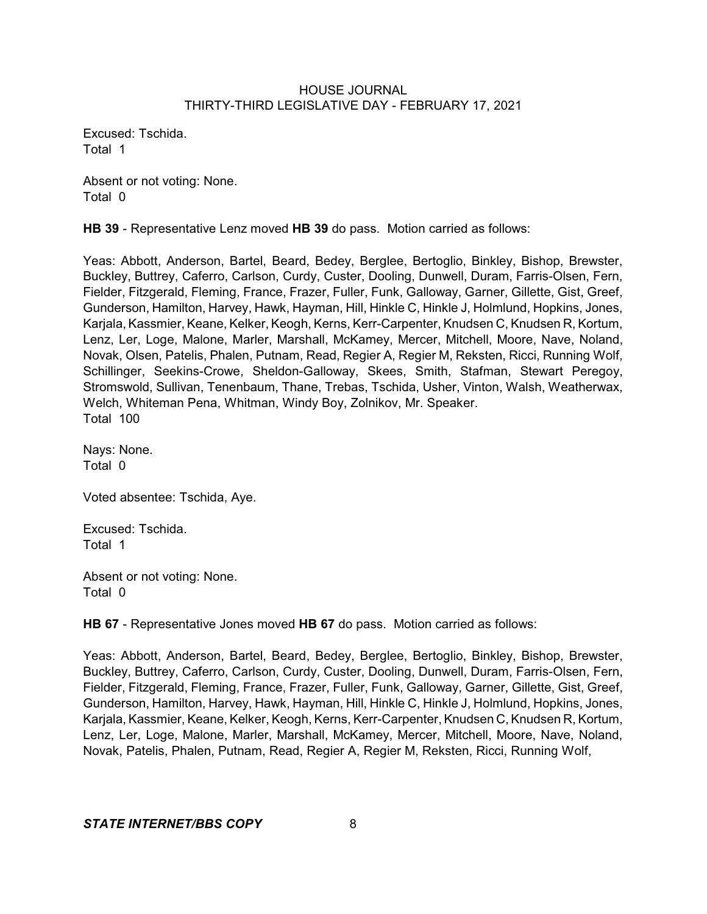Excused: Tschida.
Total 1

Absent or not voting: None.
Total 0

**HB 39** - Representative Lenz moved **HB 39** do pass. Motion carried as follows:

Yeas: Abbott, Anderson, Bartel, Beard, Bedey, Berglee, Bertoglio, Binkley, Bishop, Brewster, Buckley, Buttrey, Caferro, Carlson, Curdy, Custer, Dooling, Dunwell, Duram, Farris-Olsen, Fern, Fielder, Fitzgerald, Fleming, France, Frazer, Fuller, Funk, Galloway, Garner, Gillette, Gist, Greef, Gunderson, Hamilton, Harvey, Hawk, Hayman, Hill, Hinkle C, Hinkle J, Holmlund, Hopkins, Jones, Karjala, Kassmier, Keane, Kelker, Keogh, Kerns, Kerr-Carpenter, Knudsen C, Knudsen R, Kortum, Lenz, Ler, Loge, Malone, Marler, Marshall, McKamey, Mercer, Mitchell, Moore, Nave, Noland, Novak, Olsen, Patelis, Phalen, Putnam, Read, Regier A, Regier M, Reksten, Ricci, Running Wolf, Schillinger, Seekins-Crowe, Sheldon-Galloway, Skees, Smith, Stafman, Stewart Peregoy, Stromswold, Sullivan, Tenenbaum, Thane, Trebas, Tschida, Usher, Vinton, Walsh, Weatherwax, Welch, Whiteman Pena, Whitman, Windy Boy, Zolnikov, Mr. Speaker.
Total 100

Nays: None.
Total 0

Voted absentee: Tschida, Aye.

Excused: Tschida.
Total 1

Absent or not voting: None.
Total 0

**HB 67** - Representative Jones moved **HB 67** do pass. Motion carried as follows:

Yeas: Abbott, Anderson, Bartel, Beard, Bedey, Berglee, Bertoglio, Binkley, Bishop, Brewster, Buckley, Buttrey, Caferro, Carlson, Curdy, Custer, Dooling, Dunwell, Duram, Farris-Olsen, Fern, Fielder, Fitzgerald, Fleming, France, Frazer, Fuller, Funk, Galloway, Garner, Gillette, Gist, Greef, Gunderson, Hamilton, Harvey, Hawk, Hayman, Hill, Hinkle C, Hinkle J, Holmlund, Hopkins, Jones, Karjala, Kassmier, Keane, Kelker, Keogh, Kerns, Kerr-Carpenter, Knudsen C, Knudsen R, Kortum, Lenz, Ler, Loge, Malone, Marler, Marshall, McKamey, Mercer, Mitchell, Moore, Nave, Noland, Novak, Patelis, Phalen, Putnam, Read, Regier A, Regier M, Reksten, Ricci, Running Wolf,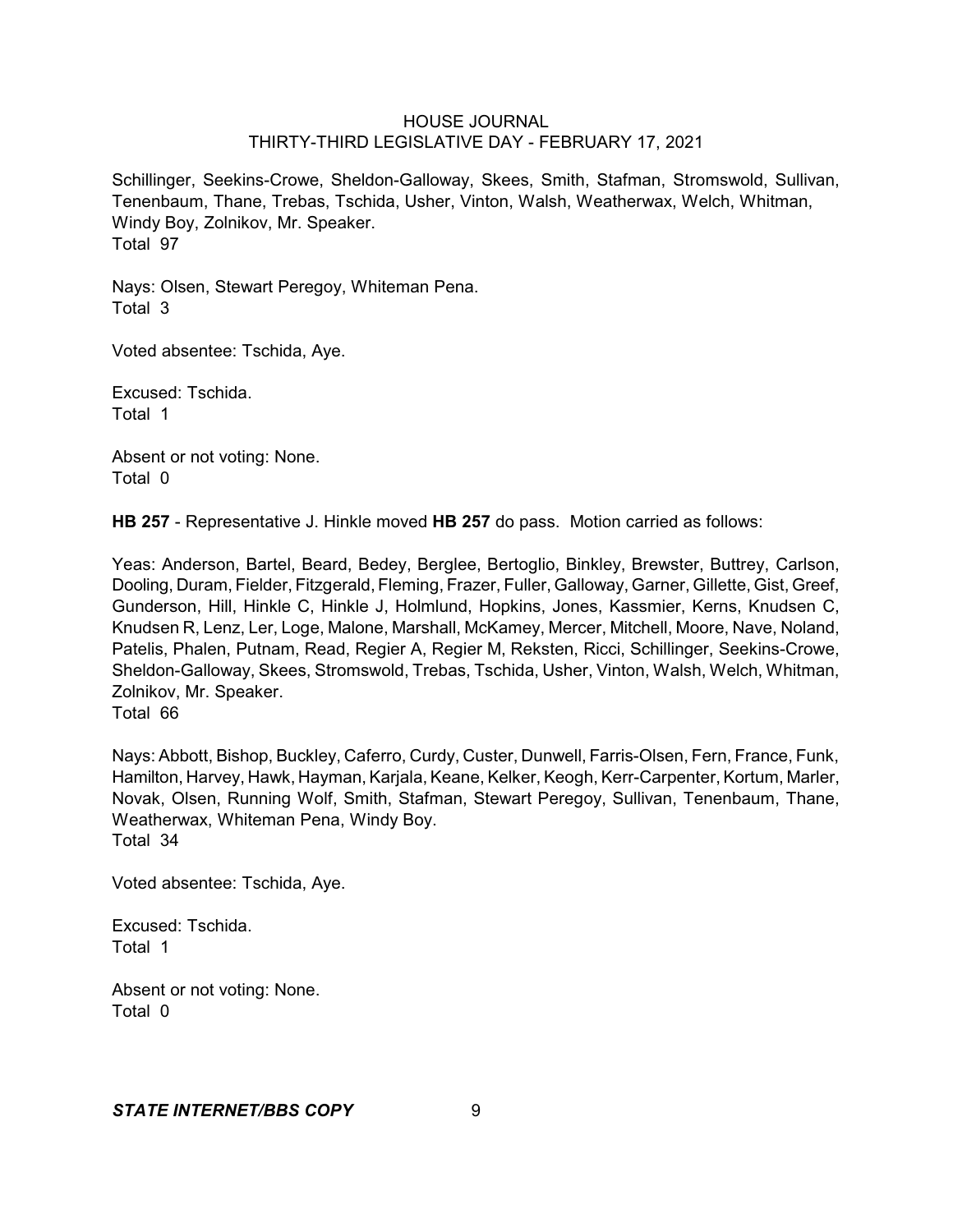Schillinger, Seekins-Crowe, Sheldon-Galloway, Skees, Smith, Stafman, Stromswold, Sullivan, Tenenbaum, Thane, Trebas, Tschida, Usher, Vinton, Walsh, Weatherwax, Welch, Whitman, Windy Boy, Zolnikov, Mr. Speaker.
Total 97

Nays: Olsen, Stewart Peregoy, Whiteman Pena.
Total 3

Voted absentee: Tschida, Aye.

Excused: Tschida.
Total 1

Absent or not voting: None.
Total 0

**HB 257** - Representative J. Hinkle moved **HB 257** do pass. Motion carried as follows:

Yeas: Anderson, Bartel, Beard, Bedey, Berglee, Bertoglio, Binkley, Brewster, Buttrey, Carlson, Dooling, Duram, Fielder, Fitzgerald, Fleming, Frazer, Fuller, Galloway, Garner, Gillette, Gist, Greef, Gunderson, Hill, Hinkle C, Hinkle J, Holmlund, Hopkins, Jones, Kassmier, Kerns, Knudsen C, Knudsen R, Lenz, Ler, Loge, Malone, Marshall, McKamey, Mercer, Mitchell, Moore, Nave, Noland, Patelis, Phalen, Putnam, Read, Regier A, Regier M, Reksten, Ricci, Schillinger, Seekins-Crowe, Sheldon-Galloway, Skees, Stromswold, Trebas, Tschida, Usher, Vinton, Walsh, Welch, Whitman, Zolnikov, Mr. Speaker.
Total 66

Nays: Abbott, Bishop, Buckley, Caferro, Curdy, Custer, Dunwell, Farris-Olsen, Fern, France, Funk, Hamilton, Harvey, Hawk, Hayman, Karjala, Keane, Kelker, Keogh, Kerr-Carpenter, Kortum, Marler, Novak, Olsen, Running Wolf, Smith, Stafman, Stewart Peregoy, Sullivan, Tenenbaum, Thane, Weatherwax, Whiteman Pena, Windy Boy.
Total 34

Voted absentee: Tschida, Aye.

Excused: Tschida.
Total 1

Absent or not voting: None.
Total 0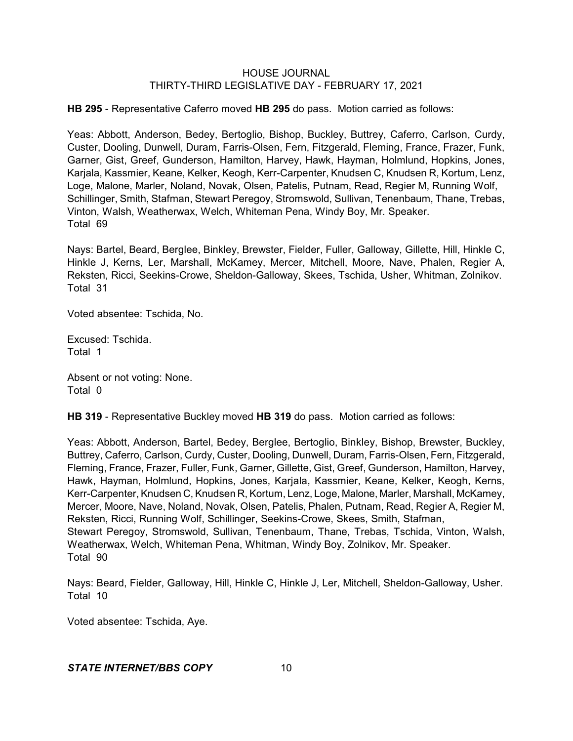**HB 295** - Representative Caferro moved **HB 295** do pass. Motion carried as follows:

Yeas: Abbott, Anderson, Bedey, Bertoglio, Bishop, Buckley, Buttrey, Caferro, Carlson, Curdy, Custer, Dooling, Dunwell, Duram, Farris-Olsen, Fern, Fitzgerald, Fleming, France, Frazer, Funk, Garner, Gist, Greef, Gunderson, Hamilton, Harvey, Hawk, Hayman, Holmlund, Hopkins, Jones, Karjala, Kassmier, Keane, Kelker, Keogh, Kerr-Carpenter, Knudsen C, Knudsen R, Kortum, Lenz, Loge, Malone, Marler, Noland, Novak, Olsen, Patelis, Putnam, Read, Regier M, Running Wolf, Schillinger, Smith, Stafman, Stewart Peregoy, Stromswold, Sullivan, Tenenbaum, Thane, Trebas, Vinton, Walsh, Weatherwax, Welch, Whiteman Pena, Windy Boy, Mr. Speaker.
Total 69

Nays: Bartel, Beard, Berglee, Binkley, Brewster, Fielder, Fuller, Galloway, Gillette, Hill, Hinkle C, Hinkle J, Kerns, Ler, Marshall, McKamey, Mercer, Mitchell, Moore, Nave, Phalen, Regier A, Reksten, Ricci, Seekins-Crowe, Sheldon-Galloway, Skees, Tschida, Usher, Whitman, Zolnikov.
Total 31

Voted absentee: Tschida, No.

Excused: Tschida.
Total 1

Absent or not voting: None.
Total 0

**HB 319** - Representative Buckley moved **HB 319** do pass. Motion carried as follows:

Yeas: Abbott, Anderson, Bartel, Bedey, Berglee, Bertoglio, Binkley, Bishop, Brewster, Buckley, Buttrey, Caferro, Carlson, Curdy, Custer, Dooling, Dunwell, Duram, Farris-Olsen, Fern, Fitzgerald, Fleming, France, Frazer, Fuller, Funk, Garner, Gillette, Gist, Greef, Gunderson, Hamilton, Harvey, Hawk, Hayman, Holmlund, Hopkins, Jones, Karjala, Kassmier, Keane, Kelker, Keogh, Kerns, Kerr-Carpenter, Knudsen C, Knudsen R, Kortum, Lenz, Loge, Malone, Marler, Marshall, McKamey, Mercer, Moore, Nave, Noland, Novak, Olsen, Patelis, Phalen, Putnam, Read, Regier A, Regier M, Reksten, Ricci, Running Wolf, Schillinger, Seekins-Crowe, Skees, Smith, Stafman, Stewart Peregoy, Stromswold, Sullivan, Tenenbaum, Thane, Trebas, Tschida, Vinton, Walsh, Weatherwax, Welch, Whiteman Pena, Whitman, Windy Boy, Zolnikov, Mr. Speaker.
Total 90

Nays: Beard, Fielder, Galloway, Hill, Hinkle C, Hinkle J, Ler, Mitchell, Sheldon-Galloway, Usher.
Total 10

Voted absentee: Tschida, Aye.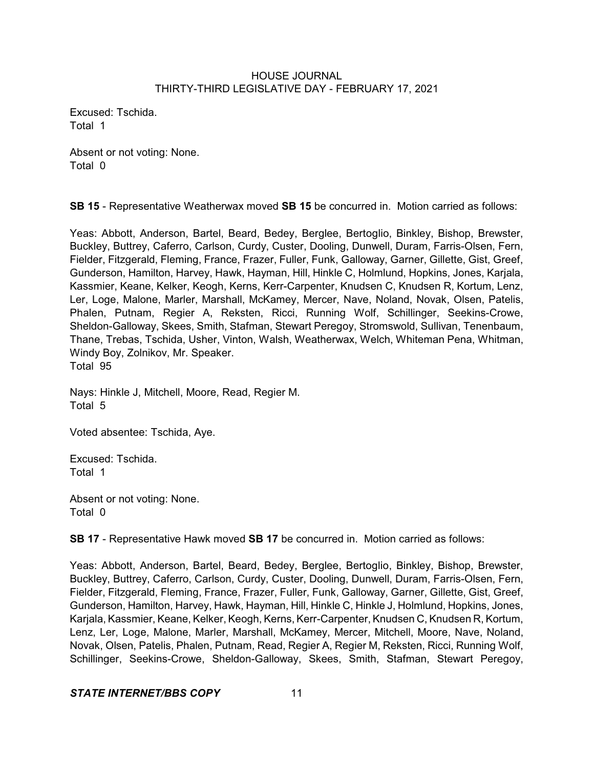Excused: Tschida.
Total 1

Absent or not voting: None.
Total 0

**SB 15** - Representative Weatherwax moved **SB 15** be concurred in. Motion carried as follows:

Yeas: Abbott, Anderson, Bartel, Beard, Bedey, Berglee, Bertoglio, Binkley, Bishop, Brewster, Buckley, Buttrey, Caferro, Carlson, Curdy, Custer, Dooling, Dunwell, Duram, Farris-Olsen, Fern, Fielder, Fitzgerald, Fleming, France, Frazer, Fuller, Funk, Galloway, Garner, Gillette, Gist, Greef, Gunderson, Hamilton, Harvey, Hawk, Hayman, Hill, Hinkle C, Holmlund, Hopkins, Jones, Karjala, Kassmier, Keane, Kelker, Keogh, Kerns, Kerr-Carpenter, Knudsen C, Knudsen R, Kortum, Lenz, Ler, Loge, Malone, Marler, Marshall, McKamey, Mercer, Nave, Noland, Novak, Olsen, Patelis, Phalen, Putnam, Regier A, Reksten, Ricci, Running Wolf, Schillinger, Seekins-Crowe, Sheldon-Galloway, Skees, Smith, Stafman, Stewart Peregoy, Stromswold, Sullivan, Tenenbaum, Thane, Trebas, Tschida, Usher, Vinton, Walsh, Weatherwax, Welch, Whiteman Pena, Whitman, Windy Boy, Zolnikov, Mr. Speaker.
Total 95

Nays: Hinkle J, Mitchell, Moore, Read, Regier M.
Total 5

Voted absentee: Tschida, Aye.

Excused: Tschida.
Total 1

Absent or not voting: None.
Total 0

**SB 17** - Representative Hawk moved **SB 17** be concurred in. Motion carried as follows:

Yeas: Abbott, Anderson, Bartel, Beard, Bedey, Berglee, Bertoglio, Binkley, Bishop, Brewster, Buckley, Buttrey, Caferro, Carlson, Curdy, Custer, Dooling, Dunwell, Duram, Farris-Olsen, Fern, Fielder, Fitzgerald, Fleming, France, Frazer, Fuller, Funk, Galloway, Garner, Gillette, Gist, Greef, Gunderson, Hamilton, Harvey, Hawk, Hayman, Hill, Hinkle C, Hinkle J, Holmlund, Hopkins, Jones, Karjala, Kassmier, Keane, Kelker, Keogh, Kerns, Kerr-Carpenter, Knudsen C, Knudsen R, Kortum, Lenz, Ler, Loge, Malone, Marler, Marshall, McKamey, Mercer, Mitchell, Moore, Nave, Noland, Novak, Olsen, Patelis, Phalen, Putnam, Read, Regier A, Regier M, Reksten, Ricci, Running Wolf, Schillinger, Seekins-Crowe, Sheldon-Galloway, Skees, Smith, Stafman, Stewart Peregoy,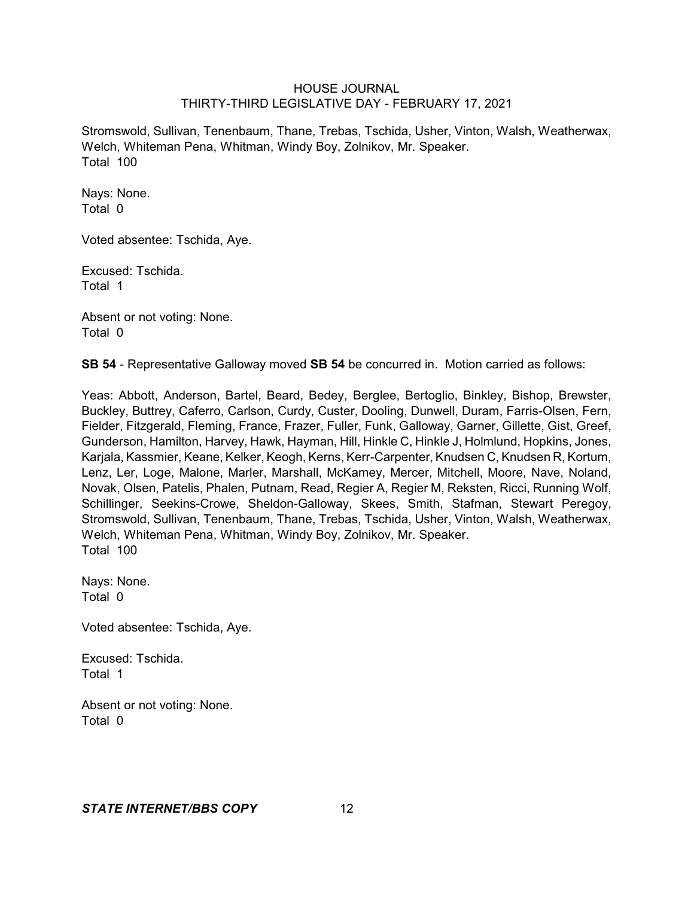Stromswold, Sullivan, Tenenbaum, Thane, Trebas, Tschida, Usher, Vinton, Walsh, Weatherwax, Welch, Whiteman Pena, Whitman, Windy Boy, Zolnikov, Mr. Speaker.
Total 100

Nays: None.
Total 0

Voted absentee: Tschida, Aye.

Excused: Tschida.
Total 1

Absent or not voting: None.
Total 0

**SB 54** - Representative Galloway moved **SB 54** be concurred in. Motion carried as follows:

Yeas: Abbott, Anderson, Bartel, Beard, Bedey, Berglee, Bertoglio, Binkley, Bishop, Brewster, Buckley, Buttrey, Caferro, Carlson, Curdy, Custer, Dooling, Dunwell, Duram, Farris-Olsen, Fern, Fielder, Fitzgerald, Fleming, France, Frazer, Fuller, Funk, Galloway, Garner, Gillette, Gist, Greef, Gunderson, Hamilton, Harvey, Hawk, Hayman, Hill, Hinkle C, Hinkle J, Holmlund, Hopkins, Jones, Karjala, Kassmier, Keane, Kelker, Keogh, Kerns, Kerr-Carpenter, Knudsen C, Knudsen R, Kortum, Lenz, Ler, Loge, Malone, Marler, Marshall, McKamey, Mercer, Mitchell, Moore, Nave, Noland, Novak, Olsen, Patelis, Phalen, Putnam, Read, Regier A, Regier M, Reksten, Ricci, Running Wolf, Schillinger, Seekins-Crowe, Sheldon-Galloway, Skees, Smith, Stafman, Stewart Peregoy, Stromswold, Sullivan, Tenenbaum, Thane, Trebas, Tschida, Usher, Vinton, Walsh, Weatherwax, Welch, Whiteman Pena, Whitman, Windy Boy, Zolnikov, Mr. Speaker.
Total 100

Nays: None.
Total 0

Voted absentee: Tschida, Aye.

Excused: Tschida.
Total 1

Absent or not voting: None.
Total 0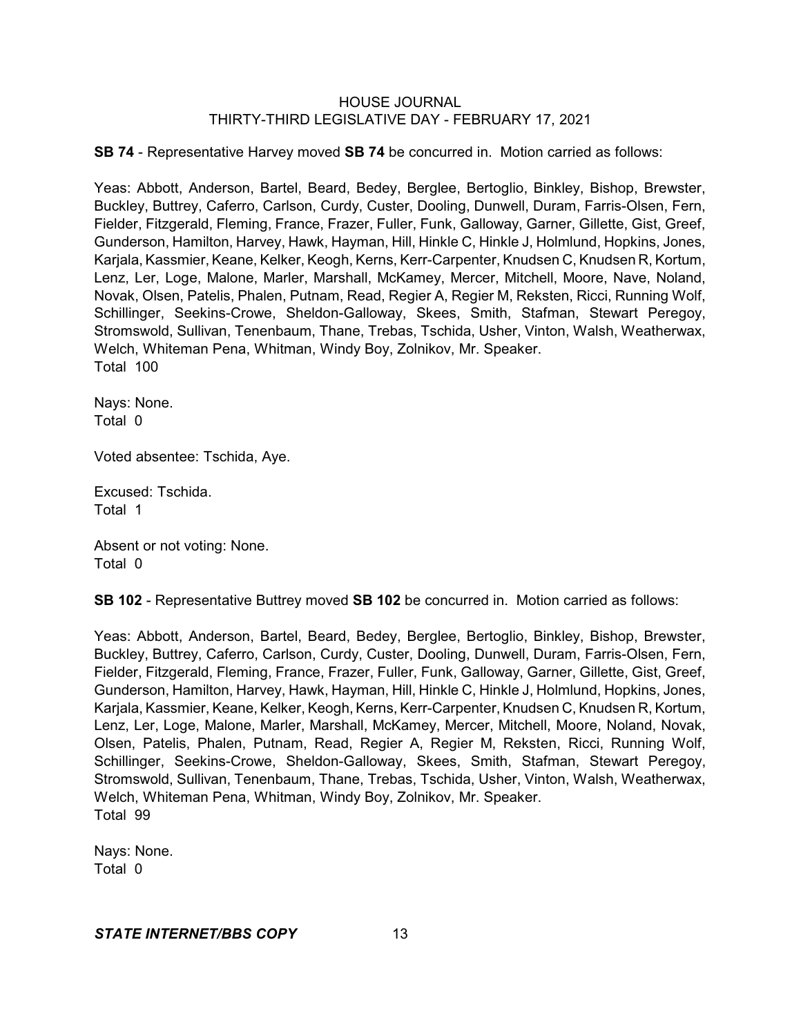**SB 74** - Representative Harvey moved **SB 74** be concurred in. Motion carried as follows:

Yeas: Abbott, Anderson, Bartel, Beard, Bedey, Berglee, Bertoglio, Binkley, Bishop, Brewster, Buckley, Buttrey, Caferro, Carlson, Curdy, Custer, Dooling, Dunwell, Duram, Farris-Olsen, Fern, Fielder, Fitzgerald, Fleming, France, Frazer, Fuller, Funk, Galloway, Garner, Gillette, Gist, Greef, Gunderson, Hamilton, Harvey, Hawk, Hayman, Hill, Hinkle C, Hinkle J, Holmlund, Hopkins, Jones, Karjala, Kassmier, Keane, Kelker, Keogh, Kerns, Kerr-Carpenter, Knudsen C, Knudsen R, Kortum, Lenz, Ler, Loge, Malone, Marler, Marshall, McKamey, Mercer, Mitchell, Moore, Nave, Noland, Novak, Olsen, Patelis, Phalen, Putnam, Read, Regier A, Regier M, Reksten, Ricci, Running Wolf, Schillinger, Seekins-Crowe, Sheldon-Galloway, Skees, Smith, Stafman, Stewart Peregoy, Stromswold, Sullivan, Tenenbaum, Thane, Trebas, Tschida, Usher, Vinton, Walsh, Weatherwax, Welch, Whiteman Pena, Whitman, Windy Boy, Zolnikov, Mr. Speaker.
Total 100

Nays: None.
Total 0

Voted absentee: Tschida, Aye.

Excused: Tschida.
Total 1

Absent or not voting: None.
Total 0

**SB 102** - Representative Buttrey moved **SB 102** be concurred in. Motion carried as follows:

Yeas: Abbott, Anderson, Bartel, Beard, Bedey, Berglee, Bertoglio, Binkley, Bishop, Brewster, Buckley, Buttrey, Caferro, Carlson, Curdy, Custer, Dooling, Dunwell, Duram, Farris-Olsen, Fern, Fielder, Fitzgerald, Fleming, France, Frazer, Fuller, Funk, Galloway, Garner, Gillette, Gist, Greef, Gunderson, Hamilton, Harvey, Hawk, Hayman, Hill, Hinkle C, Hinkle J, Holmlund, Hopkins, Jones, Karjala, Kassmier, Keane, Kelker, Keogh, Kerns, Kerr-Carpenter, Knudsen C, Knudsen R, Kortum, Lenz, Ler, Loge, Malone, Marler, Marshall, McKamey, Mercer, Mitchell, Moore, Noland, Novak, Olsen, Patelis, Phalen, Putnam, Read, Regier A, Regier M, Reksten, Ricci, Running Wolf, Schillinger, Seekins-Crowe, Sheldon-Galloway, Skees, Smith, Stafman, Stewart Peregoy, Stromswold, Sullivan, Tenenbaum, Thane, Trebas, Tschida, Usher, Vinton, Walsh, Weatherwax, Welch, Whiteman Pena, Whitman, Windy Boy, Zolnikov, Mr. Speaker.
Total 99

Nays: None.
Total 0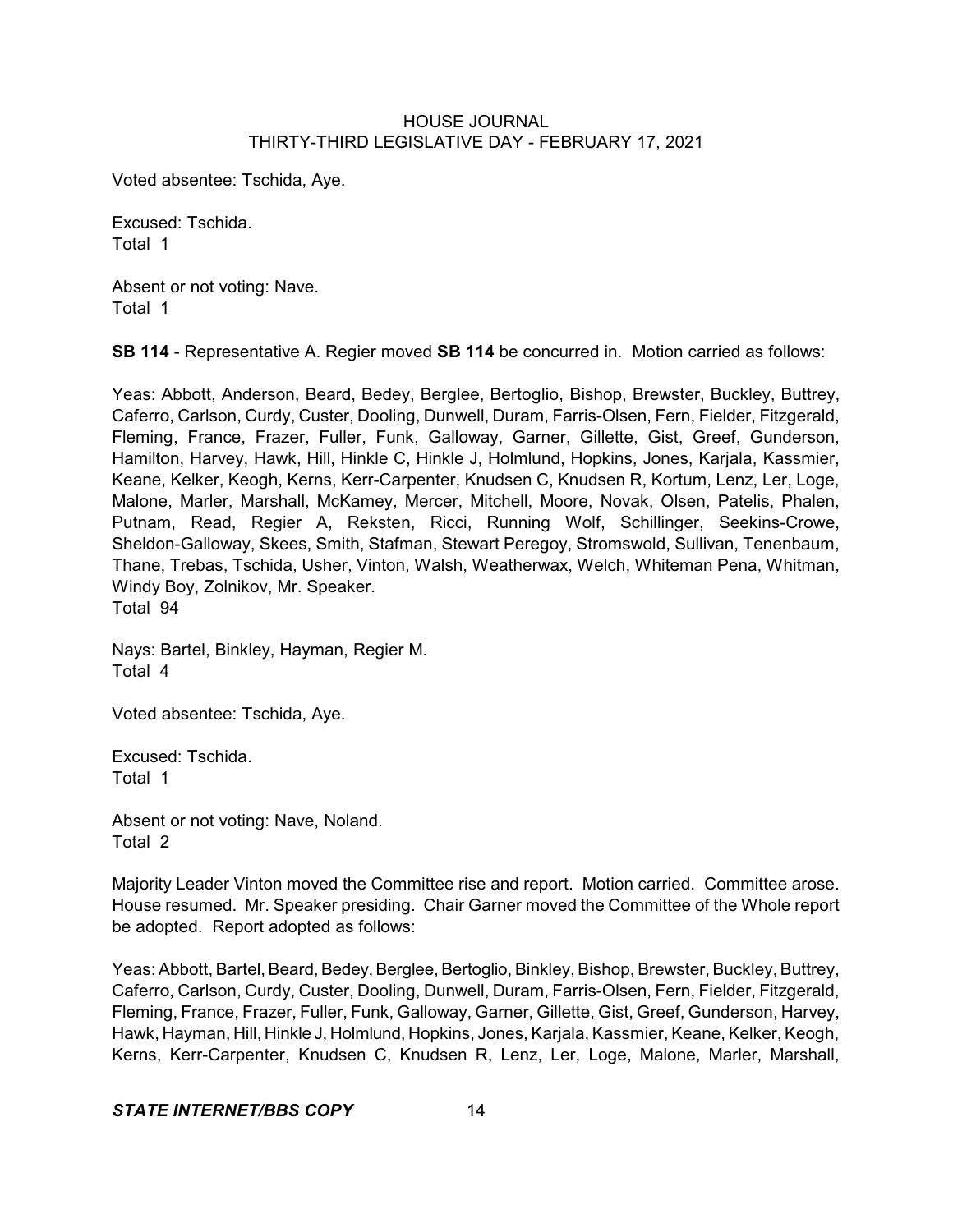Voted absentee: Tschida, Aye.

Excused: Tschida.
Total 1

Absent or not voting: Nave.
Total 1

**SB 114** - Representative A. Regier moved **SB 114** be concurred in. Motion carried as follows:

Yeas: Abbott, Anderson, Beard, Bedey, Berglee, Bertoglio, Bishop, Brewster, Buckley, Buttrey, Caferro, Carlson, Curdy, Custer, Dooling, Dunwell, Duram, Farris-Olsen, Fern, Fielder, Fitzgerald, Fleming, France, Frazer, Fuller, Funk, Galloway, Garner, Gillette, Gist, Greef, Gunderson, Hamilton, Harvey, Hawk, Hill, Hinkle C, Hinkle J, Holmlund, Hopkins, Jones, Karjala, Kassmier, Keane, Kelker, Keogh, Kerns, Kerr-Carpenter, Knudsen C, Knudsen R, Kortum, Lenz, Ler, Loge, Malone, Marler, Marshall, McKamey, Mercer, Mitchell, Moore, Novak, Olsen, Patelis, Phalen, Putnam, Read, Regier A, Reksten, Ricci, Running Wolf, Schillinger, Seekins-Crowe, Sheldon-Galloway, Skees, Smith, Stafman, Stewart Peregoy, Stromswold, Sullivan, Tenenbaum, Thane, Trebas, Tschida, Usher, Vinton, Walsh, Weatherwax, Welch, Whiteman Pena, Whitman, Windy Boy, Zolnikov, Mr. Speaker.
Total 94

Nays: Bartel, Binkley, Hayman, Regier M.
Total 4

Voted absentee: Tschida, Aye.

Excused: Tschida.
Total 1

Absent or not voting: Nave, Noland.
Total 2

Majority Leader Vinton moved the Committee rise and report. Motion carried. Committee arose. House resumed. Mr. Speaker presiding. Chair Garner moved the Committee of the Whole report be adopted. Report adopted as follows:

Yeas: Abbott, Bartel, Beard, Bedey, Berglee, Bertoglio, Binkley, Bishop, Brewster, Buckley, Buttrey, Caferro, Carlson, Curdy, Custer, Dooling, Dunwell, Duram, Farris-Olsen, Fern, Fielder, Fitzgerald, Fleming, France, Frazer, Fuller, Funk, Galloway, Garner, Gillette, Gist, Greef, Gunderson, Harvey, Hawk, Hayman, Hill, Hinkle J, Holmlund, Hopkins, Jones, Karjala, Kassmier, Keane, Kelker, Keogh, Kerns, Kerr-Carpenter, Knudsen C, Knudsen R, Lenz, Ler, Loge, Malone, Marler, Marshall,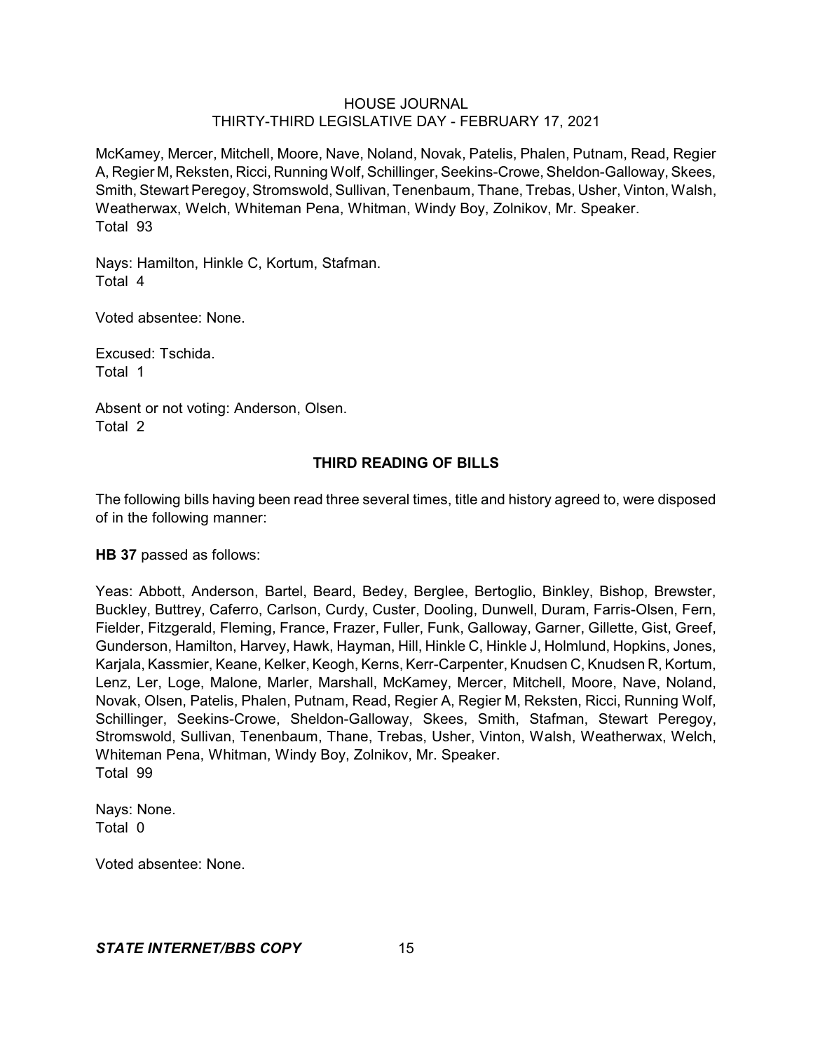McKamey, Mercer, Mitchell, Moore, Nave, Noland, Novak, Patelis, Phalen, Putnam, Read, Regier A, Regier M, Reksten, Ricci, Running Wolf, Schillinger, Seekins-Crowe, Sheldon-Galloway, Skees, Smith, Stewart Peregoy, Stromswold, Sullivan, Tenenbaum, Thane, Trebas, Usher, Vinton, Walsh, Weatherwax, Welch, Whiteman Pena, Whitman, Windy Boy, Zolnikov, Mr. Speaker.
Total 93

Nays: Hamilton, Hinkle C, Kortum, Stafman.
Total 4

Voted absentee: None.

Excused: Tschida.
Total 1

Absent or not voting: Anderson, Olsen.
Total 2

## THIRD READING OF BILLS

The following bills having been read three several times, title and history agreed to, were disposed of in the following manner:

**HB 37** passed as follows:

Yeas: Abbott, Anderson, Bartel, Beard, Bedey, Berglee, Bertoglio, Binkley, Bishop, Brewster, Buckley, Buttrey, Caferro, Carlson, Curdy, Custer, Dooling, Dunwell, Duram, Farris-Olsen, Fern, Fielder, Fitzgerald, Fleming, France, Frazer, Fuller, Funk, Galloway, Garner, Gillette, Gist, Greef, Gunderson, Hamilton, Harvey, Hawk, Hayman, Hill, Hinkle C, Hinkle J, Holmlund, Hopkins, Jones, Karjala, Kassmier, Keane, Kelker, Keogh, Kerns, Kerr-Carpenter, Knudsen C, Knudsen R, Kortum, Lenz, Ler, Loge, Malone, Marler, Marshall, McKamey, Mercer, Mitchell, Moore, Nave, Noland, Novak, Olsen, Patelis, Phalen, Putnam, Read, Regier A, Regier M, Reksten, Ricci, Running Wolf, Schillinger, Seekins-Crowe, Sheldon-Galloway, Skees, Smith, Stafman, Stewart Peregoy, Stromswold, Sullivan, Tenenbaum, Thane, Trebas, Usher, Vinton, Walsh, Weatherwax, Welch, Whiteman Pena, Whitman, Windy Boy, Zolnikov, Mr. Speaker.
Total 99

Nays: None.
Total 0

Voted absentee: None.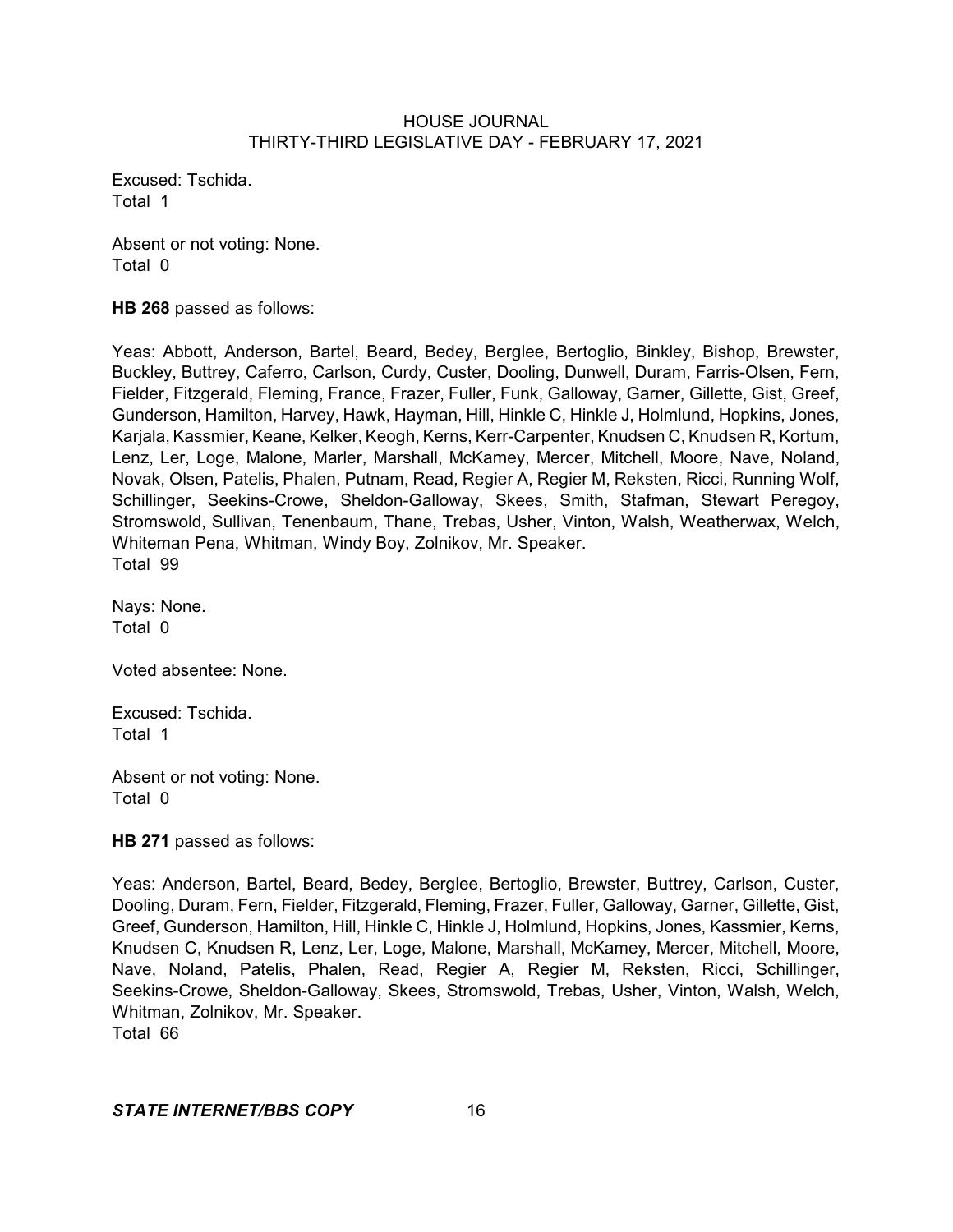Excused: Tschida.
Total 1

Absent or not voting: None.
Total 0

**HB 268** passed as follows:

Yeas: Abbott, Anderson, Bartel, Beard, Bedey, Berglee, Bertoglio, Binkley, Bishop, Brewster, Buckley, Buttrey, Caferro, Carlson, Curdy, Custer, Dooling, Dunwell, Duram, Farris-Olsen, Fern, Fielder, Fitzgerald, Fleming, France, Frazer, Fuller, Funk, Galloway, Garner, Gillette, Gist, Greef, Gunderson, Hamilton, Harvey, Hawk, Hayman, Hill, Hinkle C, Hinkle J, Holmlund, Hopkins, Jones, Karjala, Kassmier, Keane, Kelker, Keogh, Kerns, Kerr-Carpenter, Knudsen C, Knudsen R, Kortum, Lenz, Ler, Loge, Malone, Marler, Marshall, McKamey, Mercer, Mitchell, Moore, Nave, Noland, Novak, Olsen, Patelis, Phalen, Putnam, Read, Regier A, Regier M, Reksten, Ricci, Running Wolf, Schillinger, Seekins-Crowe, Sheldon-Galloway, Skees, Smith, Stafman, Stewart Peregoy, Stromswold, Sullivan, Tenenbaum, Thane, Trebas, Usher, Vinton, Walsh, Weatherwax, Welch, Whiteman Pena, Whitman, Windy Boy, Zolnikov, Mr. Speaker.
Total 99

Nays: None.
Total 0

Voted absentee: None.

Excused: Tschida.
Total 1

Absent or not voting: None.
Total 0

**HB 271** passed as follows:

Yeas: Anderson, Bartel, Beard, Bedey, Berglee, Bertoglio, Brewster, Buttrey, Carlson, Custer, Dooling, Duram, Fern, Fielder, Fitzgerald, Fleming, Frazer, Fuller, Galloway, Garner, Gillette, Gist, Greef, Gunderson, Hamilton, Hill, Hinkle C, Hinkle J, Holmlund, Hopkins, Jones, Kassmier, Kerns, Knudsen C, Knudsen R, Lenz, Ler, Loge, Malone, Marshall, McKamey, Mercer, Mitchell, Moore, Nave, Noland, Patelis, Phalen, Read, Regier A, Regier M, Reksten, Ricci, Schillinger, Seekins-Crowe, Sheldon-Galloway, Skees, Stromswold, Trebas, Usher, Vinton, Walsh, Welch, Whitman, Zolnikov, Mr. Speaker.
Total 66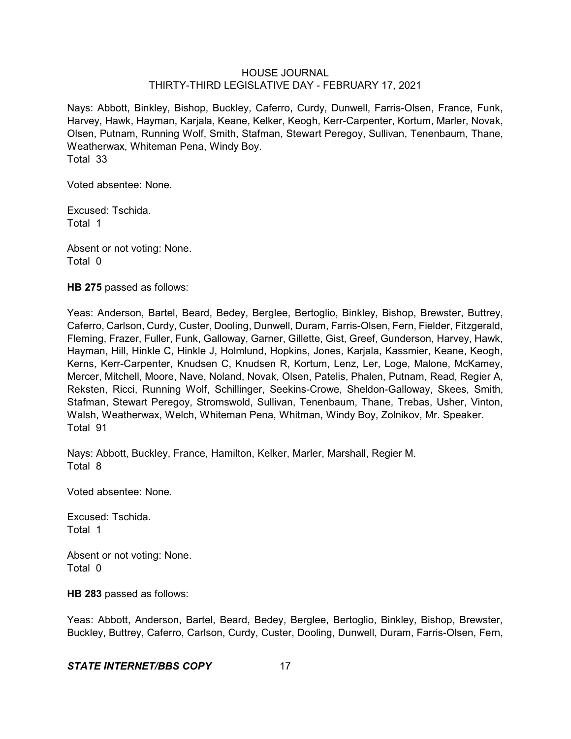Nays: Abbott, Binkley, Bishop, Buckley, Caferro, Curdy, Dunwell, Farris-Olsen, France, Funk, Harvey, Hawk, Hayman, Karjala, Keane, Kelker, Keogh, Kerr-Carpenter, Kortum, Marler, Novak, Olsen, Putnam, Running Wolf, Smith, Stafman, Stewart Peregoy, Sullivan, Tenenbaum, Thane, Weatherwax, Whiteman Pena, Windy Boy.
Total 33

Voted absentee: None.

Excused: Tschida.
Total 1

Absent or not voting: None.
Total 0

**HB 275** passed as follows:

Yeas: Anderson, Bartel, Beard, Bedey, Berglee, Bertoglio, Binkley, Bishop, Brewster, Buttrey, Caferro, Carlson, Curdy, Custer, Dooling, Dunwell, Duram, Farris-Olsen, Fern, Fielder, Fitzgerald, Fleming, Frazer, Fuller, Funk, Galloway, Garner, Gillette, Gist, Greef, Gunderson, Harvey, Hawk, Hayman, Hill, Hinkle C, Hinkle J, Holmlund, Hopkins, Jones, Karjala, Kassmier, Keane, Keogh, Kerns, Kerr-Carpenter, Knudsen C, Knudsen R, Kortum, Lenz, Ler, Loge, Malone, McKamey, Mercer, Mitchell, Moore, Nave, Noland, Novak, Olsen, Patelis, Phalen, Putnam, Read, Regier A, Reksten, Ricci, Running Wolf, Schillinger, Seekins-Crowe, Sheldon-Galloway, Skees, Smith, Stafman, Stewart Peregoy, Stromswold, Sullivan, Tenenbaum, Thane, Trebas, Usher, Vinton, Walsh, Weatherwax, Welch, Whiteman Pena, Whitman, Windy Boy, Zolnikov, Mr. Speaker.
Total 91

Nays: Abbott, Buckley, France, Hamilton, Kelker, Marler, Marshall, Regier M.
Total 8

Voted absentee: None.

Excused: Tschida.
Total 1

Absent or not voting: None.
Total 0

**HB 283** passed as follows:

Yeas: Abbott, Anderson, Bartel, Beard, Bedey, Berglee, Bertoglio, Binkley, Bishop, Brewster, Buckley, Buttrey, Caferro, Carlson, Curdy, Custer, Dooling, Dunwell, Duram, Farris-Olsen, Fern,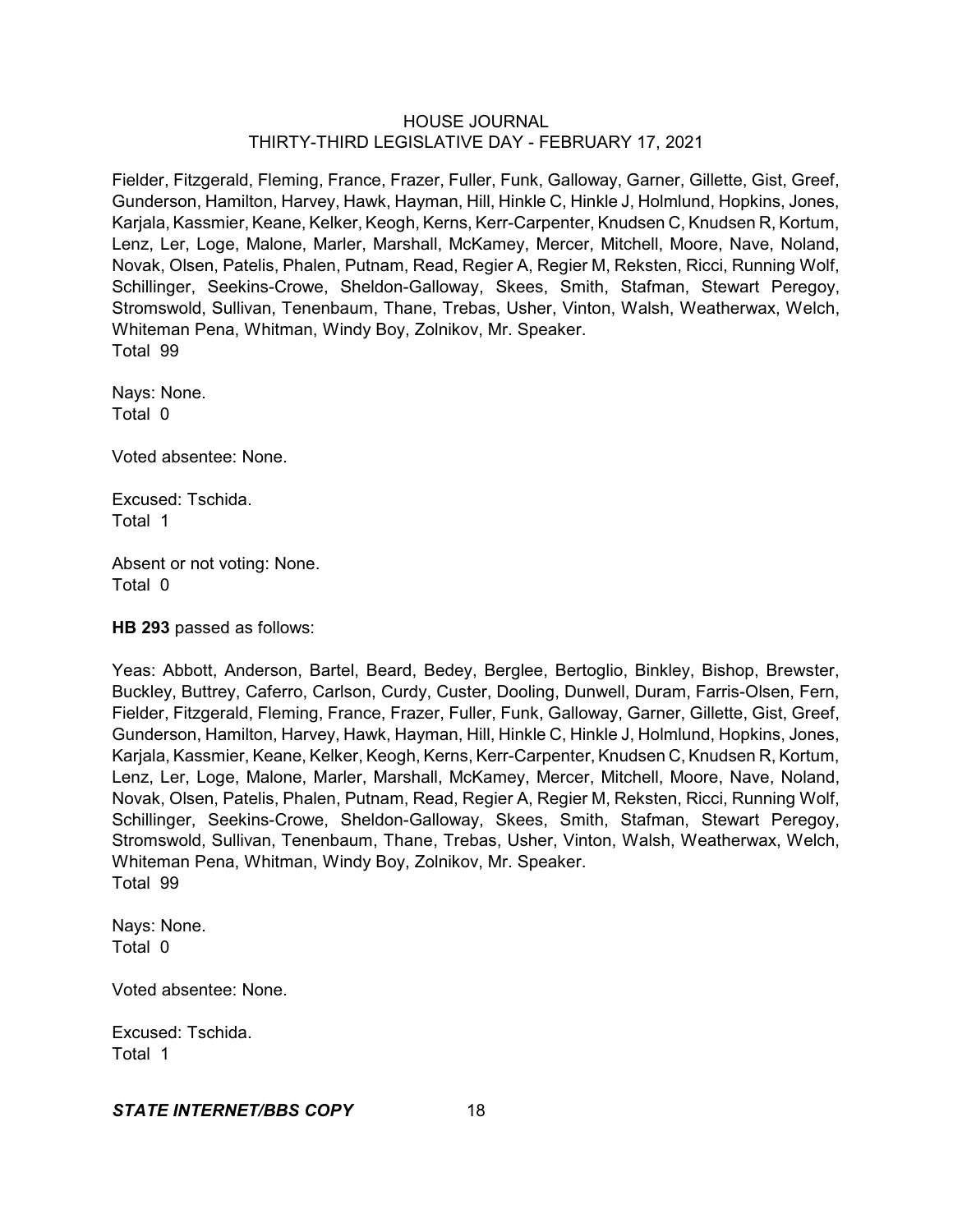Fielder, Fitzgerald, Fleming, France, Frazer, Fuller, Funk, Galloway, Garner, Gillette, Gist, Greef, Gunderson, Hamilton, Harvey, Hawk, Hayman, Hill, Hinkle C, Hinkle J, Holmlund, Hopkins, Jones, Karjala, Kassmier, Keane, Kelker, Keogh, Kerns, Kerr-Carpenter, Knudsen C, Knudsen R, Kortum, Lenz, Ler, Loge, Malone, Marler, Marshall, McKamey, Mercer, Mitchell, Moore, Nave, Noland, Novak, Olsen, Patelis, Phalen, Putnam, Read, Regier A, Regier M, Reksten, Ricci, Running Wolf, Schillinger, Seekins-Crowe, Sheldon-Galloway, Skees, Smith, Stafman, Stewart Peregoy, Stromswold, Sullivan, Tenenbaum, Thane, Trebas, Usher, Vinton, Walsh, Weatherwax, Welch, Whiteman Pena, Whitman, Windy Boy, Zolnikov, Mr. Speaker.
Total 99

Nays: None.
Total 0

Voted absentee: None.

Excused: Tschida.
Total 1

Absent or not voting: None.
Total 0

**HB 293** passed as follows:

Yeas: Abbott, Anderson, Bartel, Beard, Bedey, Berglee, Bertoglio, Binkley, Bishop, Brewster, Buckley, Buttrey, Caferro, Carlson, Curdy, Custer, Dooling, Dunwell, Duram, Farris-Olsen, Fern, Fielder, Fitzgerald, Fleming, France, Frazer, Fuller, Funk, Galloway, Garner, Gillette, Gist, Greef, Gunderson, Hamilton, Harvey, Hawk, Hayman, Hill, Hinkle C, Hinkle J, Holmlund, Hopkins, Jones, Karjala, Kassmier, Keane, Kelker, Keogh, Kerns, Kerr-Carpenter, Knudsen C, Knudsen R, Kortum, Lenz, Ler, Loge, Malone, Marler, Marshall, McKamey, Mercer, Mitchell, Moore, Nave, Noland, Novak, Olsen, Patelis, Phalen, Putnam, Read, Regier A, Regier M, Reksten, Ricci, Running Wolf, Schillinger, Seekins-Crowe, Sheldon-Galloway, Skees, Smith, Stafman, Stewart Peregoy, Stromswold, Sullivan, Tenenbaum, Thane, Trebas, Usher, Vinton, Walsh, Weatherwax, Welch, Whiteman Pena, Whitman, Windy Boy, Zolnikov, Mr. Speaker.
Total 99

Nays: None.
Total 0

Voted absentee: None.

Excused: Tschida.
Total 1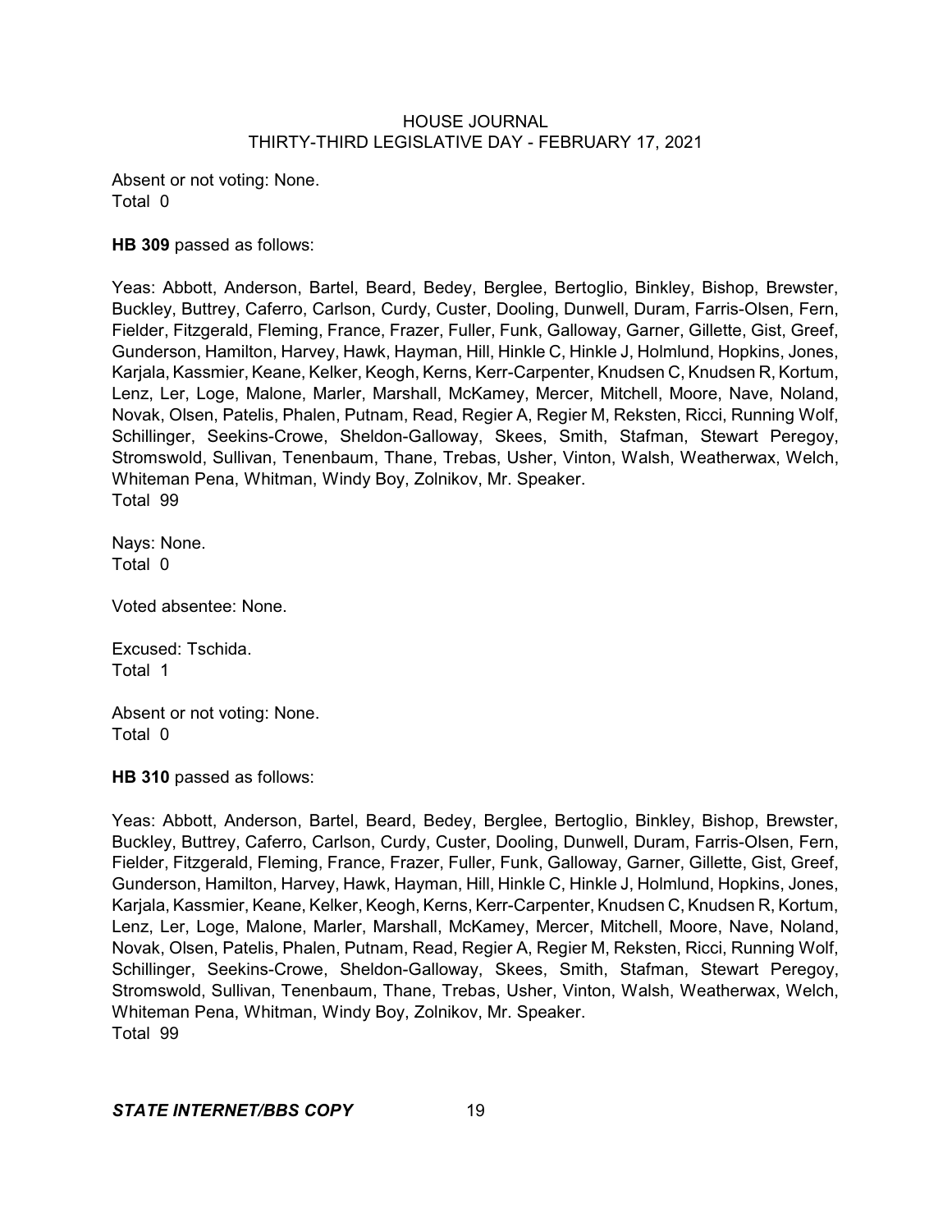Absent or not voting: None.
Total 0

**HB 309** passed as follows:

Yeas: Abbott, Anderson, Bartel, Beard, Bedey, Berglee, Bertoglio, Binkley, Bishop, Brewster, Buckley, Buttrey, Caferro, Carlson, Curdy, Custer, Dooling, Dunwell, Duram, Farris-Olsen, Fern, Fielder, Fitzgerald, Fleming, France, Frazer, Fuller, Funk, Galloway, Garner, Gillette, Gist, Greef, Gunderson, Hamilton, Harvey, Hawk, Hayman, Hill, Hinkle C, Hinkle J, Holmlund, Hopkins, Jones, Karjala, Kassmier, Keane, Kelker, Keogh, Kerns, Kerr-Carpenter, Knudsen C, Knudsen R, Kortum, Lenz, Ler, Loge, Malone, Marler, Marshall, McKamey, Mercer, Mitchell, Moore, Nave, Noland, Novak, Olsen, Patelis, Phalen, Putnam, Read, Regier A, Regier M, Reksten, Ricci, Running Wolf, Schillinger, Seekins-Crowe, Sheldon-Galloway, Skees, Smith, Stafman, Stewart Peregoy, Stromswold, Sullivan, Tenenbaum, Thane, Trebas, Usher, Vinton, Walsh, Weatherwax, Welch, Whiteman Pena, Whitman, Windy Boy, Zolnikov, Mr. Speaker.
Total 99

Nays: None.
Total 0

Voted absentee: None.

Excused: Tschida.
Total 1

Absent or not voting: None.
Total 0

**HB 310** passed as follows:

Yeas: Abbott, Anderson, Bartel, Beard, Bedey, Berglee, Bertoglio, Binkley, Bishop, Brewster, Buckley, Buttrey, Caferro, Carlson, Curdy, Custer, Dooling, Dunwell, Duram, Farris-Olsen, Fern, Fielder, Fitzgerald, Fleming, France, Frazer, Fuller, Funk, Galloway, Garner, Gillette, Gist, Greef, Gunderson, Hamilton, Harvey, Hawk, Hayman, Hill, Hinkle C, Hinkle J, Holmlund, Hopkins, Jones, Karjala, Kassmier, Keane, Kelker, Keogh, Kerns, Kerr-Carpenter, Knudsen C, Knudsen R, Kortum, Lenz, Ler, Loge, Malone, Marler, Marshall, McKamey, Mercer, Mitchell, Moore, Nave, Noland, Novak, Olsen, Patelis, Phalen, Putnam, Read, Regier A, Regier M, Reksten, Ricci, Running Wolf, Schillinger, Seekins-Crowe, Sheldon-Galloway, Skees, Smith, Stafman, Stewart Peregoy, Stromswold, Sullivan, Tenenbaum, Thane, Trebas, Usher, Vinton, Walsh, Weatherwax, Welch, Whiteman Pena, Whitman, Windy Boy, Zolnikov, Mr. Speaker.
Total 99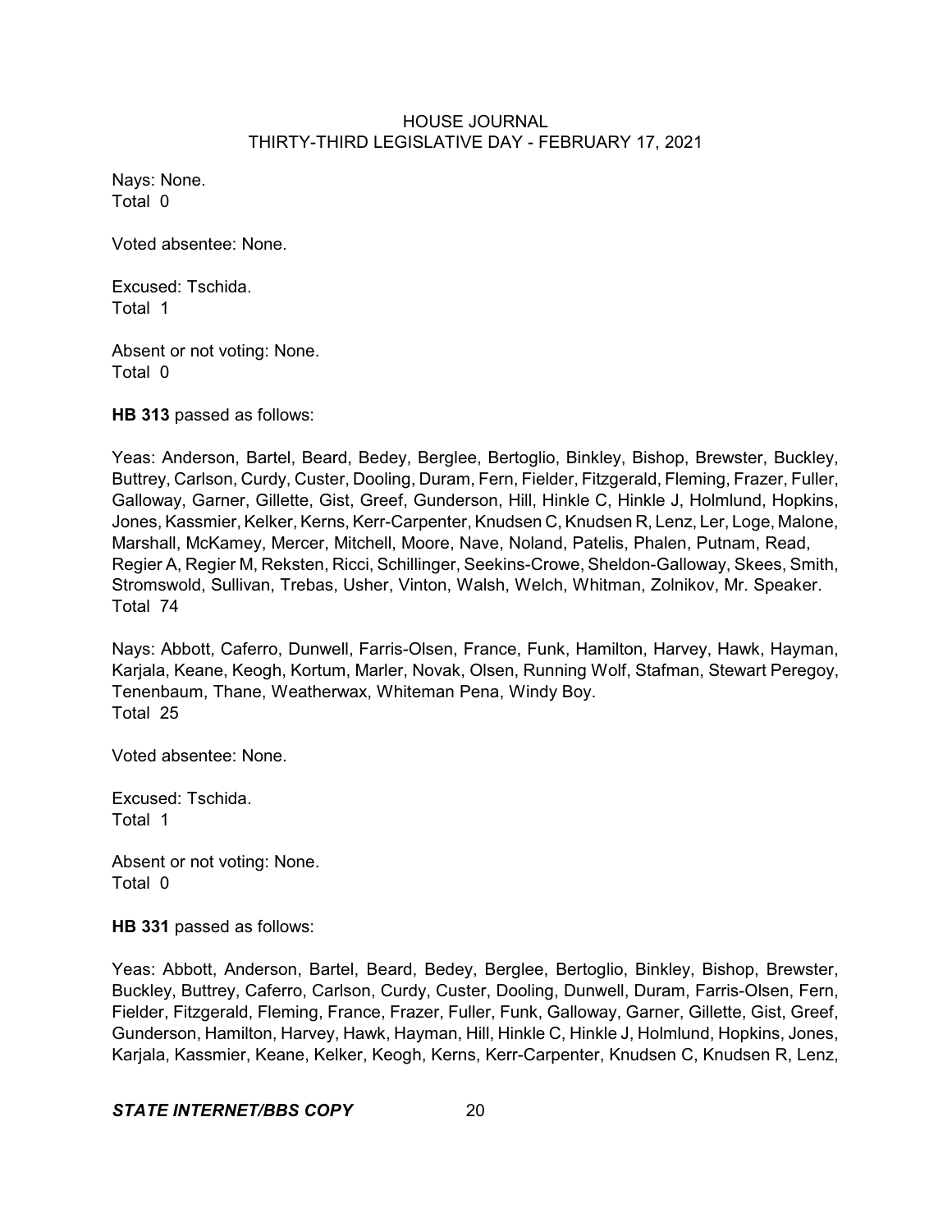Nays: None.
Total 0

Voted absentee: None.

Excused: Tschida.
Total 1

Absent or not voting: None.
Total 0

**HB 313** passed as follows:

Yeas: Anderson, Bartel, Beard, Bedey, Berglee, Bertoglio, Binkley, Bishop, Brewster, Buckley, Buttrey, Carlson, Curdy, Custer, Dooling, Duram, Fern, Fielder, Fitzgerald, Fleming, Frazer, Fuller, Galloway, Garner, Gillette, Gist, Greef, Gunderson, Hill, Hinkle C, Hinkle J, Holmlund, Hopkins, Jones, Kassmier, Kelker, Kerns, Kerr-Carpenter, Knudsen C, Knudsen R, Lenz, Ler, Loge, Malone, Marshall, McKamey, Mercer, Mitchell, Moore, Nave, Noland, Patelis, Phalen, Putnam, Read, Regier A, Regier M, Reksten, Ricci, Schillinger, Seekins-Crowe, Sheldon-Galloway, Skees, Smith, Stromswold, Sullivan, Trebas, Usher, Vinton, Walsh, Welch, Whitman, Zolnikov, Mr. Speaker.
Total 74

Nays: Abbott, Caferro, Dunwell, Farris-Olsen, France, Funk, Hamilton, Harvey, Hawk, Hayman, Karjala, Keane, Keogh, Kortum, Marler, Novak, Olsen, Running Wolf, Stafman, Stewart Peregoy, Tenenbaum, Thane, Weatherwax, Whiteman Pena, Windy Boy.
Total 25

Voted absentee: None.

Excused: Tschida.
Total 1

Absent or not voting: None.
Total 0

**HB 331** passed as follows:

Yeas: Abbott, Anderson, Bartel, Beard, Bedey, Berglee, Bertoglio, Binkley, Bishop, Brewster, Buckley, Buttrey, Caferro, Carlson, Curdy, Custer, Dooling, Dunwell, Duram, Farris-Olsen, Fern, Fielder, Fitzgerald, Fleming, France, Frazer, Fuller, Funk, Galloway, Garner, Gillette, Gist, Greef, Gunderson, Hamilton, Harvey, Hawk, Hayman, Hill, Hinkle C, Hinkle J, Holmlund, Hopkins, Jones, Karjala, Kassmier, Keane, Kelker, Keogh, Kerns, Kerr-Carpenter, Knudsen C, Knudsen R, Lenz,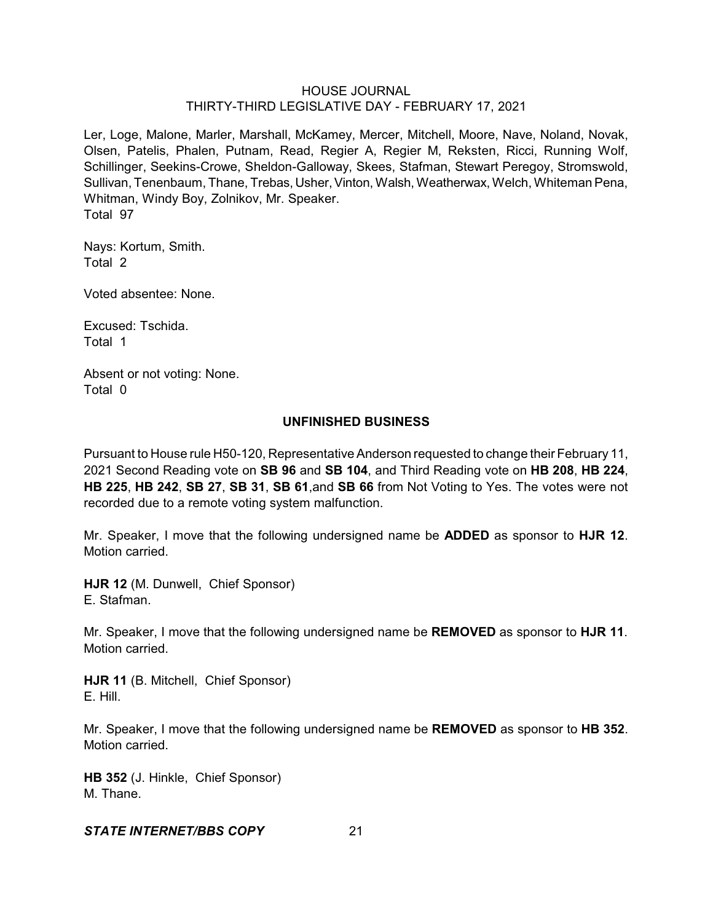Ler, Loge, Malone, Marler, Marshall, McKamey, Mercer, Mitchell, Moore, Nave, Noland, Novak, Olsen, Patelis, Phalen, Putnam, Read, Regier A, Regier M, Reksten, Ricci, Running Wolf, Schillinger, Seekins-Crowe, Sheldon-Galloway, Skees, Stafman, Stewart Peregoy, Stromswold, Sullivan, Tenenbaum, Thane, Trebas, Usher, Vinton, Walsh, Weatherwax, Welch, Whiteman Pena, Whitman, Windy Boy, Zolnikov, Mr. Speaker.
Total 97

Nays: Kortum, Smith.
Total 2

Voted absentee: None.

Excused: Tschida.
Total 1

Absent or not voting: None.
Total 0

## UNFINISHED BUSINESS

Pursuant to House rule H50-120, Representative Anderson requested to change their February 11, 2021 Second Reading vote on **SB 96** and **SB 104**, and Third Reading vote on **HB 208**, **HB 224**, **HB 225**, **HB 242**, **SB 27**, **SB 31**, **SB 61**,and **SB 66** from Not Voting to Yes. The votes were not recorded due to a remote voting system malfunction.

Mr. Speaker, I move that the following undersigned name be **ADDED** as sponsor to **HJR 12**. Motion carried.

**HJR 12** (M. Dunwell, Chief Sponsor)
E. Stafman.

Mr. Speaker, I move that the following undersigned name be **REMOVED** as sponsor to **HJR 11**. Motion carried.

**HJR 11** (B. Mitchell, Chief Sponsor)
E. Hill.

Mr. Speaker, I move that the following undersigned name be **REMOVED** as sponsor to **HB 352**. Motion carried.

**HB 352** (J. Hinkle, Chief Sponsor)
M. Thane.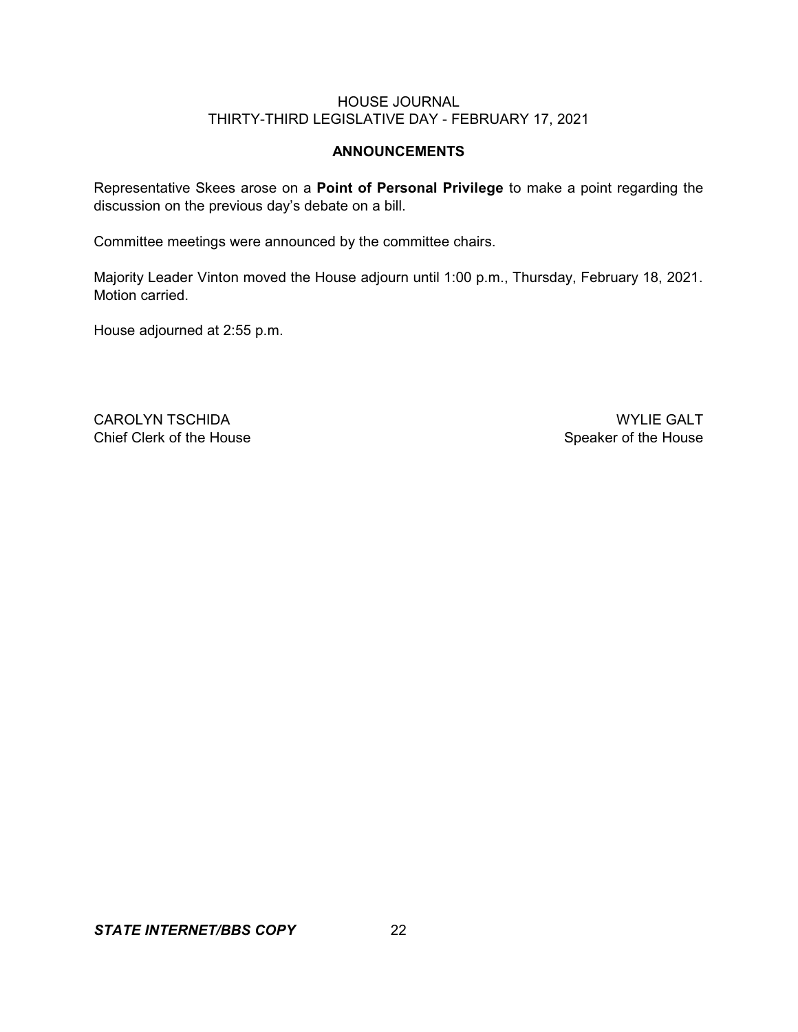HOUSE JOURNAL
THIRTY-THIRD LEGISLATIVE DAY - FEBRUARY 17, 2021

## ANNOUNCEMENTS

Representative Skees arose on a **Point of Personal Privilege** to make a point regarding the discussion on the previous day's debate on a bill.

Committee meetings were announced by the committee chairs.

Majority Leader Vinton moved the House adjourn until 1:00 p.m., Thursday, February 18, 2021. Motion carried.

House adjourned at 2:55 p.m.

CAROLYN TSCHIDA
Chief Clerk of the House

WYLIE GALT
Speaker of the House